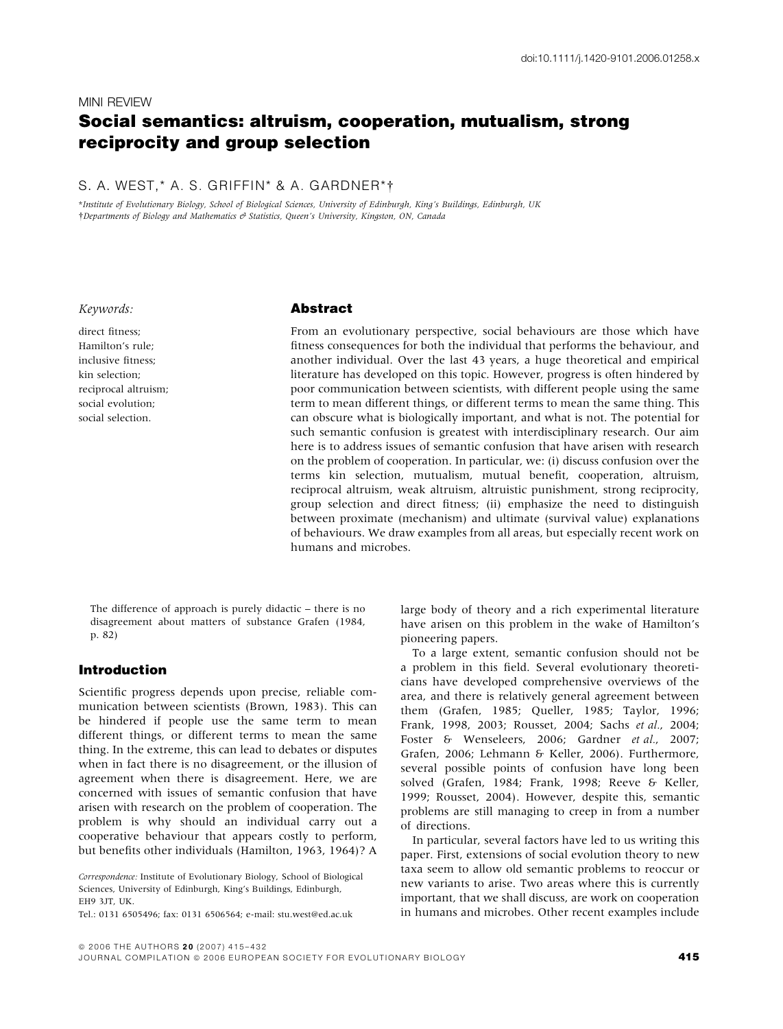MINI REVIEW

# Social semantics: altruism, cooperation, mutualism, strong reciprocity and group selection

S. A. WEST,* A. S. GRIFFIN* & A. GARDNER*†

*Institute of Evolutionary Biology, School of Biological Sciences, University of Edinburgh, King's Buildings, Edinburgh, UK
†Departments of Biology and Mathematics & Statistics, Queen's University, Kingston, ON, Canada

*Keywords:*

direct fitness;
Hamilton's rule;
inclusive fitness;
kin selection;
reciprocal altruism;
social evolution;
social selection.

## Abstract

From an evolutionary perspective, social behaviours are those which have fitness consequences for both the individual that performs the behaviour, and another individual. Over the last 43 years, a huge theoretical and empirical literature has developed on this topic. However, progress is often hindered by poor communication between scientists, with different people using the same term to mean different things, or different terms to mean the same thing. This can obscure what is biologically important, and what is not. The potential for such semantic confusion is greatest with interdisciplinary research. Our aim here is to address issues of semantic confusion that have arisen with research on the problem of cooperation. In particular, we: (i) discuss confusion over the terms kin selection, mutualism, mutual benefit, cooperation, altruism, reciprocal altruism, weak altruism, altruistic punishment, strong reciprocity, group selection and direct fitness; (ii) emphasize the need to distinguish between proximate (mechanism) and ultimate (survival value) explanations of behaviours. We draw examples from all areas, but especially recent work on humans and microbes.

> The difference of approach is purely didactic – there is no disagreement about matters of substance Grafen (1984, p. 82)

## Introduction

Scientific progress depends upon precise, reliable communication between scientists (Brown, 1983). This can be hindered if people use the same term to mean different things, or different terms to mean the same thing. In the extreme, this can lead to debates or disputes when in fact there is no disagreement, or the illusion of agreement when there is disagreement. Here, we are concerned with issues of semantic confusion that have arisen with research on the problem of cooperation. The problem is why should an individual carry out a cooperative behaviour that appears costly to perform, but benefits other individuals (Hamilton, 1963, 1964)? A large body of theory and a rich experimental literature have arisen on this problem in the wake of Hamilton's pioneering papers.

To a large extent, semantic confusion should not be a problem in this field. Several evolutionary theoreticians have developed comprehensive overviews of the area, and there is relatively general agreement between them (Grafen, 1985; Queller, 1985; Taylor, 1996; Frank, 1998, 2003; Rousset, 2004; Sachs *et al.*, 2004; Foster & Wenseleers, 2006; Gardner *et al.*, 2007; Grafen, 2006; Lehmann & Keller, 2006). Furthermore, several possible points of confusion have long been solved (Grafen, 1984; Frank, 1998; Reeve & Keller, 1999; Rousset, 2004). However, despite this, semantic problems are still managing to creep in from a number of directions.

In particular, several factors have led to us writing this paper. First, extensions of social evolution theory to new taxa seem to allow old semantic problems to reoccur or new variants to arise. Two areas where this is currently important, that we shall discuss, are work on cooperation in humans and microbes. Other recent examples include

*Correspondence:* Institute of Evolutionary Biology, School of Biological Sciences, University of Edinburgh, King's Buildings, Edinburgh, EH9 3JT, UK.
Tel.: 0131 6505496; fax: 0131 6506564; e-mail: stu.west@ed.ac.uk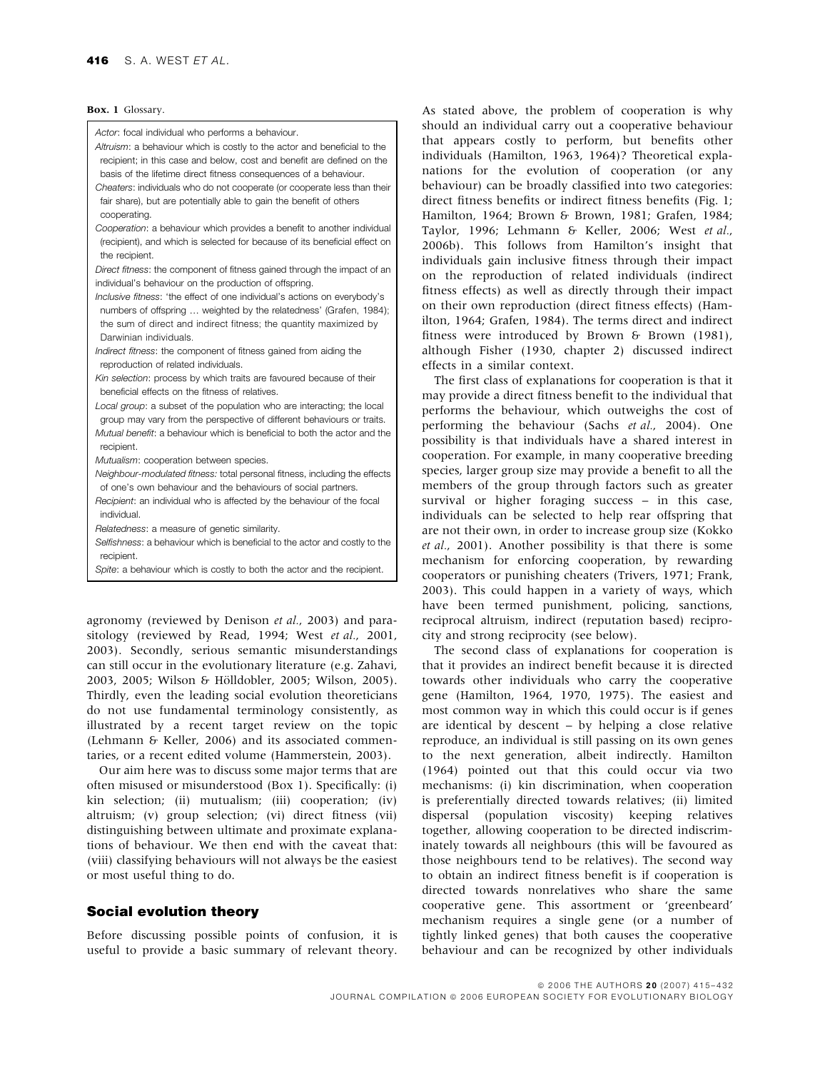**Box. 1** Glossary.

*Actor*: focal individual who performs a behaviour.

*Altruism*: a behaviour which is costly to the actor and beneficial to the recipient; in this case and below, cost and benefit are defined on the basis of the lifetime direct fitness consequences of a behaviour.

*Cheaters*: individuals who do not cooperate (or cooperate less than their fair share), but are potentially able to gain the benefit of others cooperating.

*Cooperation*: a behaviour which provides a benefit to another individual (recipient), and which is selected for because of its beneficial effect on the recipient.

*Direct fitness*: the component of fitness gained through the impact of an individual's behaviour on the production of offspring.

*Inclusive fitness*: 'the effect of one individual's actions on everybody's numbers of offspring … weighted by the relatedness' (Grafen, 1984); the sum of direct and indirect fitness; the quantity maximized by Darwinian individuals.

*Indirect fitness*: the component of fitness gained from aiding the reproduction of related individuals.

*Kin selection*: process by which traits are favoured because of their beneficial effects on the fitness of relatives.

*Local group*: a subset of the population who are interacting; the local group may vary from the perspective of different behaviours or traits.

*Mutual benefit*: a behaviour which is beneficial to both the actor and the recipient.

*Mutualism*: cooperation between species.

*Neighbour-modulated fitness:* total personal fitness, including the effects of one's own behaviour and the behaviours of social partners.

*Recipient*: an individual who is affected by the behaviour of the focal individual.

*Relatedness*: a measure of genetic similarity.

*Selfishness*: a behaviour which is beneficial to the actor and costly to the recipient.

*Spite*: a behaviour which is costly to both the actor and the recipient.

agronomy (reviewed by Denison *et al.*, 2003) and parasitology (reviewed by Read, 1994; West *et al.*, 2001, 2003). Secondly, serious semantic misunderstandings can still occur in the evolutionary literature (e.g. Zahavi, 2003, 2005; Wilson & Hölldobler, 2005; Wilson, 2005). Thirdly, even the leading social evolution theoreticians do not use fundamental terminology consistently, as illustrated by a recent target review on the topic (Lehmann & Keller, 2006) and its associated commentaries, or a recent edited volume (Hammerstein, 2003).

Our aim here was to discuss some major terms that are often misused or misunderstood (Box 1). Specifically: (i) kin selection; (ii) mutualism; (iii) cooperation; (iv) altruism; (v) group selection; (vi) direct fitness (vii) distinguishing between ultimate and proximate explanations of behaviour. We then end with the caveat that: (viii) classifying behaviours will not always be the easiest or most useful thing to do.

## Social evolution theory

Before discussing possible points of confusion, it is useful to provide a basic summary of relevant theory. As stated above, the problem of cooperation is why should an individual carry out a cooperative behaviour that appears costly to perform, but benefits other individuals (Hamilton, 1963, 1964)? Theoretical explanations for the evolution of cooperation (or any behaviour) can be broadly classified into two categories: direct fitness benefits or indirect fitness benefits (Fig. 1; Hamilton, 1964; Brown & Brown, 1981; Grafen, 1984; Taylor, 1996; Lehmann & Keller, 2006; West *et al.*, 2006b). This follows from Hamilton's insight that individuals gain inclusive fitness through their impact on the reproduction of related individuals (indirect fitness effects) as well as directly through their impact on their own reproduction (direct fitness effects) (Hamilton, 1964; Grafen, 1984). The terms direct and indirect fitness were introduced by Brown & Brown (1981), although Fisher (1930, chapter 2) discussed indirect effects in a similar context.

The first class of explanations for cooperation is that it may provide a direct fitness benefit to the individual that performs the behaviour, which outweighs the cost of performing the behaviour (Sachs *et al.*, 2004). One possibility is that individuals have a shared interest in cooperation. For example, in many cooperative breeding species, larger group size may provide a benefit to all the members of the group through factors such as greater survival or higher foraging success – in this case, individuals can be selected to help rear offspring that are not their own, in order to increase group size (Kokko *et al.*, 2001). Another possibility is that there is some mechanism for enforcing cooperation, by rewarding cooperators or punishing cheaters (Trivers, 1971; Frank, 2003). This could happen in a variety of ways, which have been termed punishment, policing, sanctions, reciprocal altruism, indirect (reputation based) reciprocity and strong reciprocity (see below).

The second class of explanations for cooperation is that it provides an indirect benefit because it is directed towards other individuals who carry the cooperative gene (Hamilton, 1964, 1970, 1975). The easiest and most common way in which this could occur is if genes are identical by descent – by helping a close relative reproduce, an individual is still passing on its own genes to the next generation, albeit indirectly. Hamilton (1964) pointed out that this could occur via two mechanisms: (i) kin discrimination, when cooperation is preferentially directed towards relatives; (ii) limited dispersal (population viscosity) keeping relatives together, allowing cooperation to be directed indiscriminately towards all neighbours (this will be favoured as those neighbours tend to be relatives). The second way to obtain an indirect fitness benefit is if cooperation is directed towards nonrelatives who share the same cooperative gene. This assortment or 'greenbeard' mechanism requires a single gene (or a number of tightly linked genes) that both causes the cooperative behaviour and can be recognized by other individuals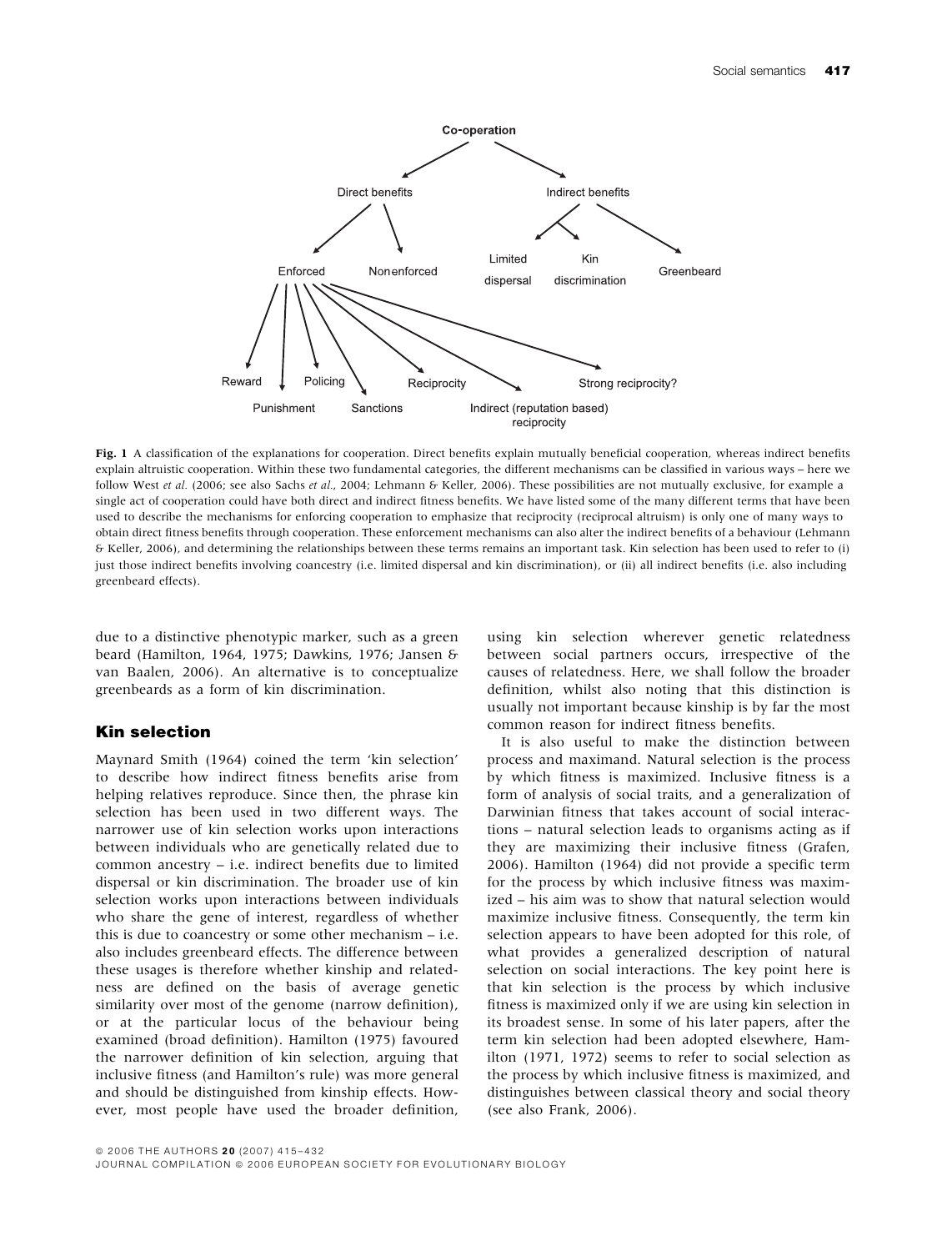Co-operation

Direct benefits

Indirect benefits

Enforced

Nonenforced

Limited dispersal

Kin discrimination

Greenbeard

Reward

Punishment

Policing

Sanctions

Reciprocity

Indirect (reputation based) reciprocity

Strong reciprocity?

**Fig. 1** A classification of the explanations for cooperation. Direct benefits explain mutually beneficial cooperation, whereas indirect benefits explain altruistic cooperation. Within these two fundamental categories, the different mechanisms can be classified in various ways – here we follow West *et al.* (2006; see also Sachs *et al.*, 2004; Lehmann & Keller, 2006). These possibilities are not mutually exclusive, for example a single act of cooperation could have both direct and indirect fitness benefits. We have listed some of the many different terms that have been used to describe the mechanisms for enforcing cooperation to emphasize that reciprocity (reciprocal altruism) is only one of many ways to obtain direct fitness benefits through cooperation. These enforcement mechanisms can also alter the indirect benefits of a behaviour (Lehmann & Keller, 2006), and determining the relationships between these terms remains an important task. Kin selection has been used to refer to (i) just those indirect benefits involving coancestry (i.e. limited dispersal and kin discrimination), or (ii) all indirect benefits (i.e. also including greenbeard effects).

due to a distinctive phenotypic marker, such as a green beard (Hamilton, 1964, 1975; Dawkins, 1976; Jansen & van Baalen, 2006). An alternative is to conceptualize greenbeards as a form of kin discrimination.

## Kin selection

Maynard Smith (1964) coined the term 'kin selection' to describe how indirect fitness benefits arise from helping relatives reproduce. Since then, the phrase kin selection has been used in two different ways. The narrower use of kin selection works upon interactions between individuals who are genetically related due to common ancestry – i.e. indirect benefits due to limited dispersal or kin discrimination. The broader use of kin selection works upon interactions between individuals who share the gene of interest, regardless of whether this is due to coancestry or some other mechanism – i.e. also includes greenbeard effects. The difference between these usages is therefore whether kinship and relatedness are defined on the basis of average genetic similarity over most of the genome (narrow definition), or at the particular locus of the behaviour being examined (broad definition). Hamilton (1975) favoured the narrower definition of kin selection, arguing that inclusive fitness (and Hamilton's rule) was more general and should be distinguished from kinship effects. However, most people have used the broader definition, using kin selection wherever genetic relatedness between social partners occurs, irrespective of the causes of relatedness. Here, we shall follow the broader definition, whilst also noting that this distinction is usually not important because kinship is by far the most common reason for indirect fitness benefits.

It is also useful to make the distinction between process and maximand. Natural selection is the process by which fitness is maximized. Inclusive fitness is a form of analysis of social traits, and a generalization of Darwinian fitness that takes account of social interactions – natural selection leads to organisms acting as if they are maximizing their inclusive fitness (Grafen, 2006). Hamilton (1964) did not provide a specific term for the process by which inclusive fitness was maximized – his aim was to show that natural selection would maximize inclusive fitness. Consequently, the term kin selection appears to have been adopted for this role, of what provides a generalized description of natural selection on social interactions. The key point here is that kin selection is the process by which inclusive fitness is maximized only if we are using kin selection in its broadest sense. In some of his later papers, after the term kin selection had been adopted elsewhere, Hamilton (1971, 1972) seems to refer to social selection as the process by which inclusive fitness is maximized, and distinguishes between classical theory and social theory (see also Frank, 2006).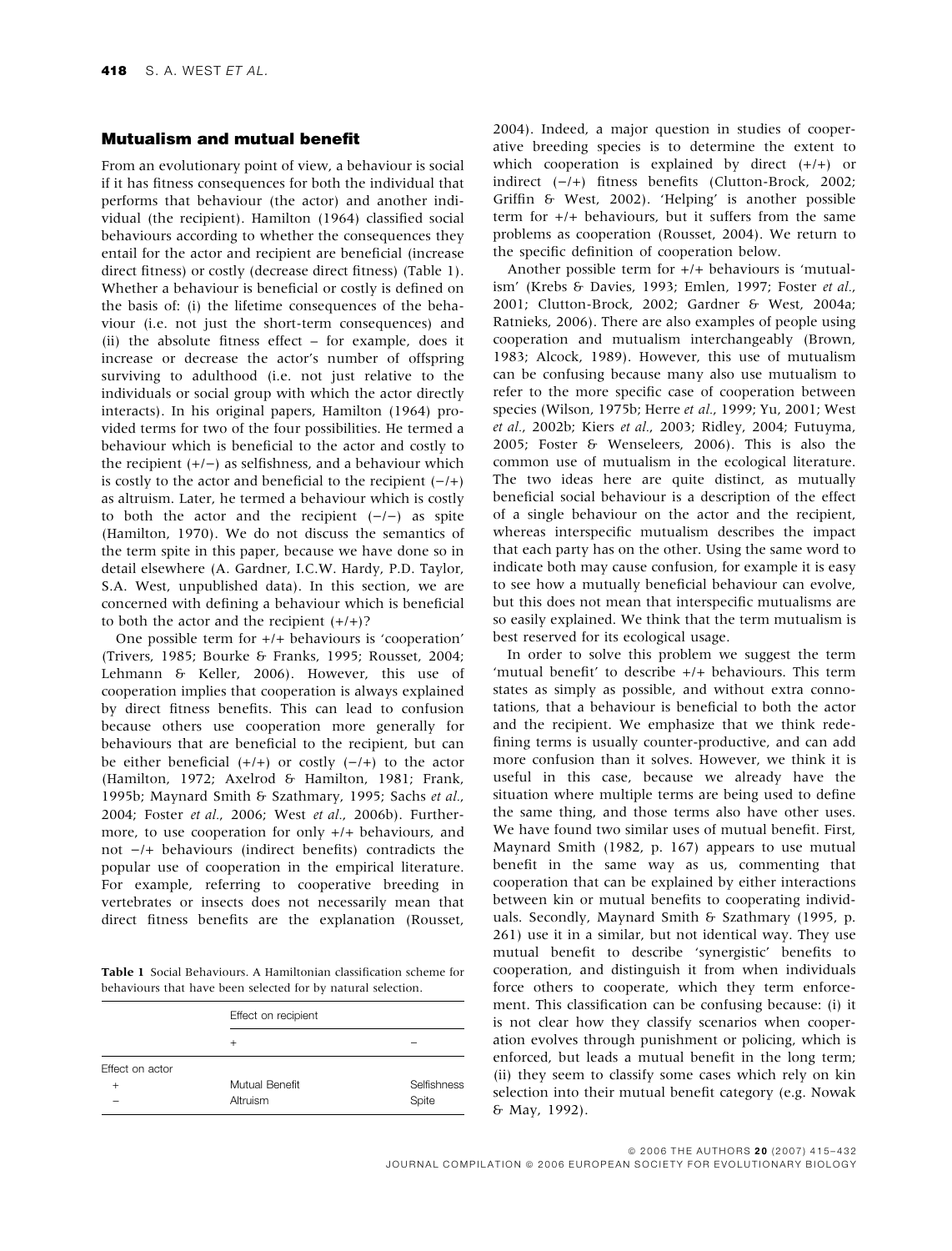## Mutualism and mutual benefit

From an evolutionary point of view, a behaviour is social if it has fitness consequences for both the individual that performs that behaviour (the actor) and another individual (the recipient). Hamilton (1964) classified social behaviours according to whether the consequences they entail for the actor and recipient are beneficial (increase direct fitness) or costly (decrease direct fitness) (Table 1). Whether a behaviour is beneficial or costly is defined on the basis of: (i) the lifetime consequences of the behaviour (i.e. not just the short-term consequences) and (ii) the absolute fitness effect – for example, does it increase or decrease the actor's number of offspring surviving to adulthood (i.e. not just relative to the individuals or social group with which the actor directly interacts). In his original papers, Hamilton (1964) provided terms for two of the four possibilities. He termed a behaviour which is beneficial to the actor and costly to the recipient (+/−) as selfishness, and a behaviour which is costly to the actor and beneficial to the recipient (−/+) as altruism. Later, he termed a behaviour which is costly to both the actor and the recipient (−/−) as spite (Hamilton, 1970). We do not discuss the semantics of the term spite in this paper, because we have done so in detail elsewhere (A. Gardner, I.C.W. Hardy, P.D. Taylor, S.A. West, unpublished data). In this section, we are concerned with defining a behaviour which is beneficial to both the actor and the recipient (+/+)?

One possible term for +/+ behaviours is 'cooperation' (Trivers, 1985; Bourke & Franks, 1995; Rousset, 2004; Lehmann & Keller, 2006). However, this use of cooperation implies that cooperation is always explained by direct fitness benefits. This can lead to confusion because others use cooperation more generally for behaviours that are beneficial to the recipient, but can be either beneficial (+/+) or costly (−/+) to the actor (Hamilton, 1972; Axelrod & Hamilton, 1981; Frank, 1995b; Maynard Smith & Szathmary, 1995; Sachs *et al.*, 2004; Foster *et al.*, 2006; West *et al.*, 2006b). Furthermore, to use cooperation for only +/+ behaviours, and not −/+ behaviours (indirect benefits) contradicts the popular use of cooperation in the empirical literature. For example, referring to cooperative breeding in vertebrates or insects does not necessarily mean that direct fitness benefits are the explanation (Rousset, 2004). Indeed, a major question in studies of cooperative breeding species is to determine the extent to which cooperation is explained by direct (+/+) or indirect (−/+) fitness benefits (Clutton-Brock, 2002; Griffin & West, 2002). 'Helping' is another possible term for +/+ behaviours, but it suffers from the same problems as cooperation (Rousset, 2004). We return to the specific definition of cooperation below.

**Table 1** Social Behaviours. A Hamiltonian classification scheme for behaviours that have been selected for by natural selection.

| | Effect on recipient | |
|---|---|---|
| | + | − |
| Effect on actor | | |
| + | Mutual Benefit | Selfishness |
| − | Altruism | Spite |

Another possible term for +/+ behaviours is 'mutualism' (Krebs & Davies, 1993; Emlen, 1997; Foster *et al.*, 2001; Clutton-Brock, 2002; Gardner & West, 2004a; Ratnieks, 2006). There are also examples of people using cooperation and mutualism interchangeably (Brown, 1983; Alcock, 1989). However, this use of mutualism can be confusing because many also use mutualism to refer to the more specific case of cooperation between species (Wilson, 1975b; Herre *et al.*, 1999; Yu, 2001; West *et al.*, 2002b; Kiers *et al.*, 2003; Ridley, 2004; Futuyma, 2005; Foster & Wenseleers, 2006). This is also the common use of mutualism in the ecological literature. The two ideas here are quite distinct, as mutually beneficial social behaviour is a description of the effect of a single behaviour on the actor and the recipient, whereas interspecific mutualism describes the impact that each party has on the other. Using the same word to indicate both may cause confusion, for example it is easy to see how a mutually beneficial behaviour can evolve, but this does not mean that interspecific mutualisms are so easily explained. We think that the term mutualism is best reserved for its ecological usage.

In order to solve this problem we suggest the term 'mutual benefit' to describe +/+ behaviours. This term states as simply as possible, and without extra connotations, that a behaviour is beneficial to both the actor and the recipient. We emphasize that we think redefining terms is usually counter-productive, and can add more confusion than it solves. However, we think it is useful in this case, because we already have the situation where multiple terms are being used to define the same thing, and those terms also have other uses. We have found two similar uses of mutual benefit. First, Maynard Smith (1982, p. 167) appears to use mutual benefit in the same way as us, commenting that cooperation that can be explained by either interactions between kin or mutual benefits to cooperating individuals. Secondly, Maynard Smith & Szathmary (1995, p. 261) use it in a similar, but not identical way. They use mutual benefit to describe 'synergistic' benefits to cooperation, and distinguish it from when individuals force others to cooperate, which they term enforcement. This classification can be confusing because: (i) it is not clear how they classify scenarios when cooperation evolves through punishment or policing, which is enforced, but leads a mutual benefit in the long term; (ii) they seem to classify some cases which rely on kin selection into their mutual benefit category (e.g. Nowak & May, 1992).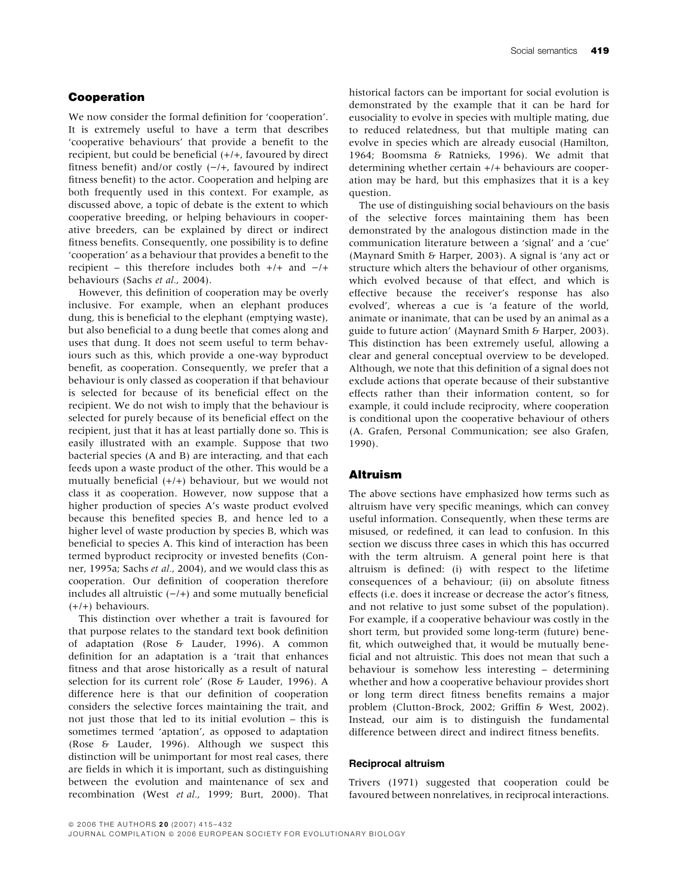## Cooperation

We now consider the formal definition for 'cooperation'. It is extremely useful to have a term that describes 'cooperative behaviours' that provide a benefit to the recipient, but could be beneficial (+/+, favoured by direct fitness benefit) and/or costly (−/+, favoured by indirect fitness benefit) to the actor. Cooperation and helping are both frequently used in this context. For example, as discussed above, a topic of debate is the extent to which cooperative breeding, or helping behaviours in cooperative breeders, can be explained by direct or indirect fitness benefits. Consequently, one possibility is to define 'cooperation' as a behaviour that provides a benefit to the recipient – this therefore includes both +/+ and −/+ behaviours (Sachs *et al.*, 2004).

However, this definition of cooperation may be overly inclusive. For example, when an elephant produces dung, this is beneficial to the elephant (emptying waste), but also beneficial to a dung beetle that comes along and uses that dung. It does not seem useful to term behaviours such as this, which provide a one-way byproduct benefit, as cooperation. Consequently, we prefer that a behaviour is only classed as cooperation if that behaviour is selected for because of its beneficial effect on the recipient. We do not wish to imply that the behaviour is selected for purely because of its beneficial effect on the recipient, just that it has at least partially done so. This is easily illustrated with an example. Suppose that two bacterial species (A and B) are interacting, and that each feeds upon a waste product of the other. This would be a mutually beneficial (+/+) behaviour, but we would not class it as cooperation. However, now suppose that a higher production of species A's waste product evolved because this benefited species B, and hence led to a higher level of waste production by species B, which was beneficial to species A. This kind of interaction has been termed byproduct reciprocity or invested benefits (Conner, 1995a; Sachs *et al.*, 2004), and we would class this as cooperation. Our definition of cooperation therefore includes all altruistic (−/+) and some mutually beneficial (+/+) behaviours.

This distinction over whether a trait is favoured for that purpose relates to the standard text book definition of adaptation (Rose & Lauder, 1996). A common definition for an adaptation is a 'trait that enhances fitness and that arose historically as a result of natural selection for its current role' (Rose & Lauder, 1996). A difference here is that our definition of cooperation considers the selective forces maintaining the trait, and not just those that led to its initial evolution – this is sometimes termed 'aptation', as opposed to adaptation (Rose & Lauder, 1996). Although we suspect this distinction will be unimportant for most real cases, there are fields in which it is important, such as distinguishing between the evolution and maintenance of sex and recombination (West *et al.*, 1999; Burt, 2000). That historical factors can be important for social evolution is demonstrated by the example that it can be hard for eusociality to evolve in species with multiple mating, due to reduced relatedness, but that multiple mating can evolve in species which are already eusocial (Hamilton, 1964; Boomsma & Ratnieks, 1996). We admit that determining whether certain +/+ behaviours are cooperation may be hard, but this emphasizes that it is a key question.

The use of distinguishing social behaviours on the basis of the selective forces maintaining them has been demonstrated by the analogous distinction made in the communication literature between a 'signal' and a 'cue' (Maynard Smith & Harper, 2003). A signal is 'any act or structure which alters the behaviour of other organisms, which evolved because of that effect, and which is effective because the receiver's response has also evolved', whereas a cue is 'a feature of the world, animate or inanimate, that can be used by an animal as a guide to future action' (Maynard Smith & Harper, 2003). This distinction has been extremely useful, allowing a clear and general conceptual overview to be developed. Although, we note that this definition of a signal does not exclude actions that operate because of their substantive effects rather than their information content, so for example, it could include reciprocity, where cooperation is conditional upon the cooperative behaviour of others (A. Grafen, Personal Communication; see also Grafen, 1990).

## Altruism

The above sections have emphasized how terms such as altruism have very specific meanings, which can convey useful information. Consequently, when these terms are misused, or redefined, it can lead to confusion. In this section we discuss three cases in which this has occurred with the term altruism. A general point here is that altruism is defined: (i) with respect to the lifetime consequences of a behaviour; (ii) on absolute fitness effects (i.e. does it increase or decrease the actor's fitness, and not relative to just some subset of the population). For example, if a cooperative behaviour was costly in the short term, but provided some long-term (future) benefit, which outweighed that, it would be mutually beneficial and not altruism. This does not mean that such a behaviour is somehow less interesting – determining whether and how a cooperative behaviour provides short or long term direct fitness benefits remains a major problem (Clutton-Brock, 2002; Griffin & West, 2002). Instead, our aim is to distinguish the fundamental difference between direct and indirect fitness benefits.

### Reciprocal altruism

Trivers (1971) suggested that cooperation could be favoured between nonrelatives, in reciprocal interactions.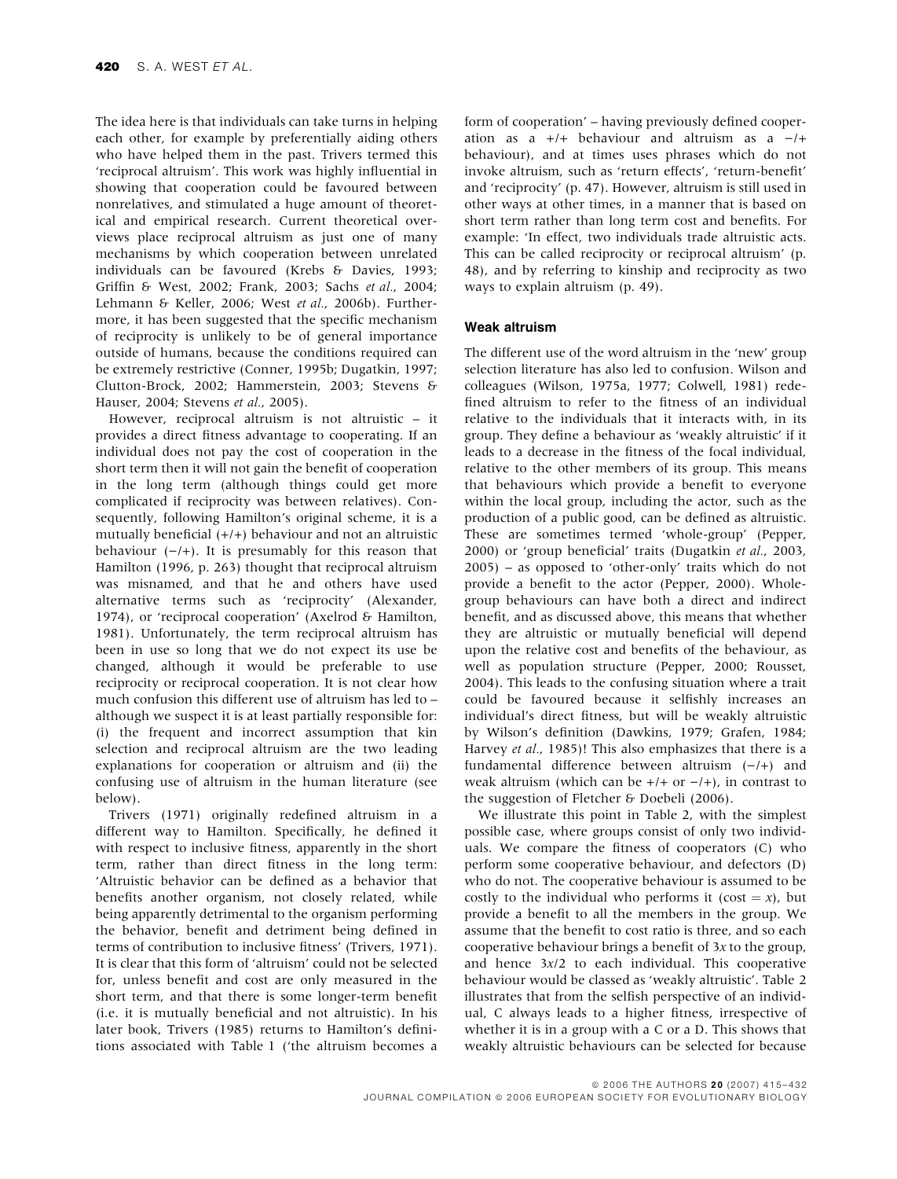The idea here is that individuals can take turns in helping each other, for example by preferentially aiding others who have helped them in the past. Trivers termed this 'reciprocal altruism'. This work was highly influential in showing that cooperation could be favoured between nonrelatives, and stimulated a huge amount of theoretical and empirical research. Current theoretical overviews place reciprocal altruism as just one of many mechanisms by which cooperation between unrelated individuals can be favoured (Krebs & Davies, 1993; Griffin & West, 2002; Frank, 2003; Sachs *et al.*, 2004; Lehmann & Keller, 2006; West *et al.*, 2006b). Furthermore, it has been suggested that the specific mechanism of reciprocity is unlikely to be of general importance outside of humans, because the conditions required can be extremely restrictive (Conner, 1995b; Dugatkin, 1997; Clutton-Brock, 2002; Hammerstein, 2003; Stevens & Hauser, 2004; Stevens *et al.*, 2005).

However, reciprocal altruism is not altruistic – it provides a direct fitness advantage to cooperating. If an individual does not pay the cost of cooperation in the short term then it will not gain the benefit of cooperation in the long term (although things could get more complicated if reciprocity was between relatives). Consequently, following Hamilton's original scheme, it is a mutually beneficial (+/+) behaviour and not an altruistic behaviour (−/+). It is presumably for this reason that Hamilton (1996, p. 263) thought that reciprocal altruism was misnamed, and that he and others have used alternative terms such as 'reciprocity' (Alexander, 1974), or 'reciprocal cooperation' (Axelrod & Hamilton, 1981). Unfortunately, the term reciprocal altruism has been in use so long that we do not expect its use be changed, although it would be preferable to use reciprocity or reciprocal cooperation. It is not clear how much confusion this different use of altruism has led to – although we suspect it is at least partially responsible for: (i) the frequent and incorrect assumption that kin selection and reciprocal altruism are the two leading explanations for cooperation or altruism and (ii) the confusing use of altruism in the human literature (see below).

Trivers (1971) originally redefined altruism in a different way to Hamilton. Specifically, he defined it with respect to inclusive fitness, apparently in the short term, rather than direct fitness in the long term: 'Altruistic behavior can be defined as a behavior that benefits another organism, not closely related, while being apparently detrimental to the organism performing the behavior, benefit and detriment being defined in terms of contribution to inclusive fitness' (Trivers, 1971). It is clear that this form of 'altruism' could not be selected for, unless benefit and cost are only measured in the short term, and that there is some longer-term benefit (i.e. it is mutually beneficial and not altruistic). In his later book, Trivers (1985) returns to Hamilton's definitions associated with Table 1 ('the altruism becomes a form of cooperation' – having previously defined cooperation as a +/+ behaviour and altruism as a −/+ behaviour), and at times uses phrases which do not invoke altruism, such as 'return effects', 'return-benefit' and 'reciprocity' (p. 47). However, altruism is still used in other ways at other times, in a manner that is based on short term rather than long term cost and benefits. For example: 'In effect, two individuals trade altruistic acts. This can be called reciprocity or reciprocal altruism' (p. 48), and by referring to kinship and reciprocity as two ways to explain altruism (p. 49).

#### Weak altruism

The different use of the word altruism in the 'new' group selection literature has also led to confusion. Wilson and colleagues (Wilson, 1975a, 1977; Colwell, 1981) redefined altruism to refer to the fitness of an individual relative to the individuals that it interacts with, in its group. They define a behaviour as 'weakly altruistic' if it leads to a decrease in the fitness of the focal individual, relative to the other members of its group. This means that behaviours which provide a benefit to everyone within the local group, including the actor, such as the production of a public good, can be defined as altruistic. These are sometimes termed 'whole-group' (Pepper, 2000) or 'group beneficial' traits (Dugatkin *et al.*, 2003, 2005) – as opposed to 'other-only' traits which do not provide a benefit to the actor (Pepper, 2000). Whole-group behaviours can have both a direct and indirect benefit, and as discussed above, this means that whether they are altruistic or mutually beneficial will depend upon the relative cost and benefits of the behaviour, as well as population structure (Pepper, 2000; Rousset, 2004). This leads to the confusing situation where a trait could be favoured because it selfishly increases an individual's direct fitness, but will be weakly altruistic by Wilson's definition (Dawkins, 1979; Grafen, 1984; Harvey *et al.*, 1985)! This also emphasizes that there is a fundamental difference between altruism (−/+) and weak altruism (which can be +/+ or −/+), in contrast to the suggestion of Fletcher & Doebeli (2006).

We illustrate this point in Table 2, with the simplest possible case, where groups consist of only two individuals. We compare the fitness of cooperators (C) who perform some cooperative behaviour, and defectors (D) who do not. The cooperative behaviour is assumed to be costly to the individual who performs it (cost = $x$), but provide a benefit to all the members in the group. We assume that the benefit to cost ratio is three, and so each cooperative behaviour brings a benefit of $3x$ to the group, and hence $3x/2$ to each individual. This cooperative behaviour would be classed as 'weakly altruistic'. Table 2 illustrates that from the selfish perspective of an individual, C always leads to a higher fitness, irrespective of whether it is in a group with a C or a D. This shows that weakly altruistic behaviours can be selected for because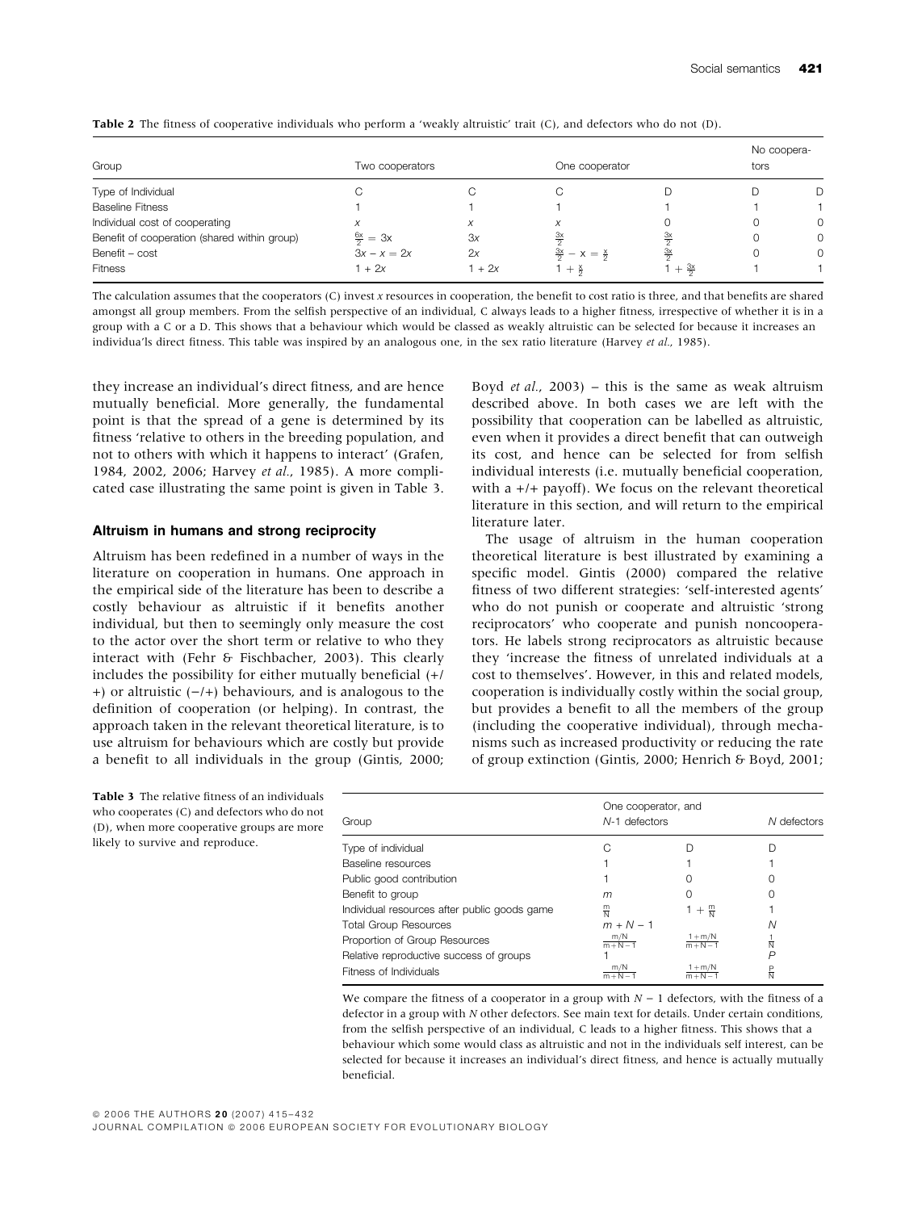**Table 2** The fitness of cooperative individuals who perform a 'weakly altruistic' trait (C), and defectors who do not (D).

| Group | Two cooperators | | One cooperator | | No cooperators | |
|---|---|---|---|---|---|---|
| Type of Individual | C | C | C | D | D | D |
| Baseline Fitness | 1 | 1 | 1 | 1 | 1 | 1 |
| Individual cost of cooperating | $x$ | $x$ | $x$ | 0 | 0 | 0 |
| Benefit of cooperation (shared within group) | $\frac{6x}{2} = 3x$ | $3x$ | $\frac{3x}{2}$ | $\frac{3x}{2}$ | 0 | 0 |
| Benefit – cost | $3x - x = 2x$ | $2x$ | $\frac{3x}{2} - x = \frac{x}{2}$ | $\frac{3x}{2}$ | 0 | 0 |
| Fitness | $1 + 2x$ | $1 + 2x$ | $1 + \frac{x}{2}$ | $1 + \frac{3x}{2}$ | 1 | 1 |

The calculation assumes that the cooperators (C) invest $x$ resources in cooperation, the benefit to cost ratio is three, and that benefits are shared amongst all group members. From the selfish perspective of an individual, C always leads to a higher fitness, irrespective of whether it is in a group with a C or a D. This shows that a behaviour which would be classed as weakly altruistic can be selected for because it increases an individua'ls direct fitness. This table was inspired by an analogous one, in the sex ratio literature (Harvey *et al.*, 1985).

they increase an individual's direct fitness, and are hence mutually beneficial. More generally, the fundamental point is that the spread of a gene is determined by its fitness 'relative to others in the breeding population, and not to others with which it happens to interact' (Grafen, 1984, 2002, 2006; Harvey *et al.*, 1985). A more complicated case illustrating the same point is given in Table 3.

### Altruism in humans and strong reciprocity

Altruism has been redefined in a number of ways in the literature on cooperation in humans. One approach in the empirical side of the literature has been to describe a costly behaviour as altruistic if it benefits another individual, but then to seemingly only measure the cost to the actor over the short term or relative to who they interact with (Fehr & Fischbacher, 2003). This clearly includes the possibility for either mutually beneficial (+/+) or altruistic (−/+) behaviours, and is analogous to the definition of cooperation (or helping). In contrast, the approach taken in the relevant theoretical literature, is to use altruism for behaviours which are costly but provide a benefit to all individuals in the group (Gintis, 2000; Boyd *et al.*, 2003) – this is the same as weak altruism described above. In both cases we are left with the possibility that cooperation can be labelled as altruistic, even when it provides a direct benefit that can outweigh its cost, and hence can be selected for from selfish individual interests (i.e. mutually beneficial cooperation, with a +/+ payoff). We focus on the relevant theoretical literature in this section, and will return to the empirical literature later.

The usage of altruism in the human cooperation theoretical literature is best illustrated by examining a specific model. Gintis (2000) compared the relative fitness of two different strategies: 'self-interested agents' who do not punish or cooperate and altruistic 'strong reciprocators' who cooperate and punish noncooperators. He labels strong reciprocators as altruistic because they 'increase the fitness of unrelated individuals at a cost to themselves'. However, in this and related models, cooperation is individually costly within the social group, but provides a benefit to all the members of the group (including the cooperative individual), through mechanisms such as increased productivity or reducing the rate of group extinction (Gintis, 2000; Henrich & Boyd, 2001;

**Table 3** The relative fitness of an individuals who cooperates (C) and defectors who do not (D), when more cooperative groups are more likely to survive and reproduce.

| Group | One cooperator, and $N$-1 defectors | | $N$ defectors |
|---|---|---|---|
| Type of individual | C | D | D |
| Baseline resources | 1 | 1 | 1 |
| Public good contribution | 1 | 0 | 0 |
| Benefit to group | $m$ | 0 | 0 |
| Individual resources after public goods game | $\frac{m}{N}$ | $1 + \frac{m}{N}$ | 1 |
| Total Group Resources | $m + N - 1$ | | $N$ |
| Proportion of Group Resources | $\frac{m/N}{m+N-1}$ | $\frac{1+m/N}{m+N-1}$ | $\frac{1}{N}$ |
| Relative reproductive success of groups | 1 | | $P$ |
| Fitness of Individuals | $\frac{m/N}{m+N-1}$ | $\frac{1+m/N}{m+N-1}$ | $\frac{P}{N}$ |

We compare the fitness of a cooperator in a group with $N - 1$ defectors, with the fitness of a defector in a group with $N$ other defectors. See main text for details. Under certain conditions, from the selfish perspective of an individual, C leads to a higher fitness. This shows that a behaviour which some would class as altruistic and not in the individuals self interest, can be selected for because it increases an individual's direct fitness, and hence is actually mutually beneficial.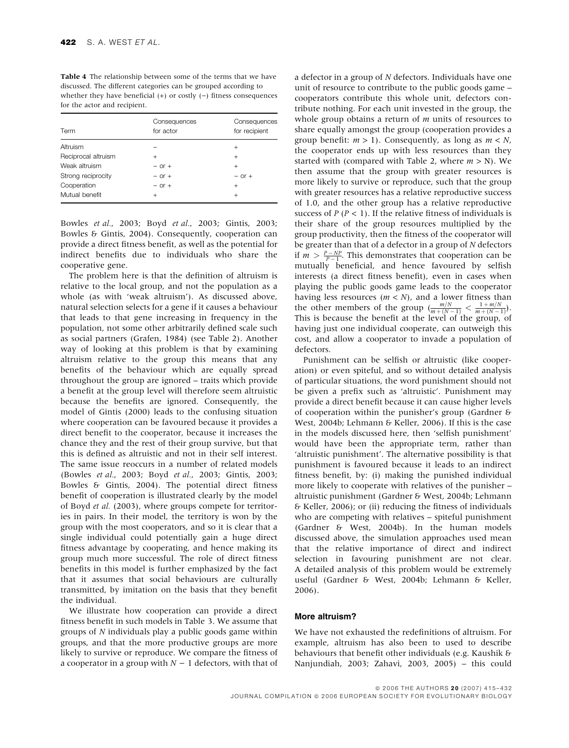**Table 4** The relationship between some of the terms that we have discussed. The different categories can be grouped according to whether they have beneficial (+) or costly (−) fitness consequences for the actor and recipient.

| Term | Consequences for actor | Consequences for recipient |
|---|---|---|
| Altruism | − | + |
| Reciprocal altruism | + | + |
| Weak altruism | − or + | + |
| Strong reciprocity | − or + | − or + |
| Cooperation | − or + | + |
| Mutual benefit | + | + |

Bowles *et al.*, 2003; Boyd *et al.*, 2003; Gintis, 2003; Bowles & Gintis, 2004). Consequently, cooperation can provide a direct fitness benefit, as well as the potential for indirect benefits due to individuals who share the cooperative gene.

The problem here is that the definition of altruism is relative to the local group, and not the population as a whole (as with 'weak altruism'). As discussed above, natural selection selects for a gene if it causes a behaviour that leads to that gene increasing in frequency in the population, not some other arbitrarily defined scale such as social partners (Grafen, 1984) (see Table 2). Another way of looking at this problem is that by examining altruism relative to the group this means that any benefits of the behaviour which are equally spread throughout the group are ignored – traits which provide a benefit at the group level will therefore seem altruistic because the benefits are ignored. Consequently, the model of Gintis (2000) leads to the confusing situation where cooperation can be favoured because it provides a direct benefit to the cooperator, because it increases the chance they and the rest of their group survive, but that this is defined as altruistic and not in their self interest. The same issue reoccurs in a number of related models (Bowles *et al.*, 2003; Boyd *et al.*, 2003; Gintis, 2003; Bowles & Gintis, 2004). The potential direct fitness benefit of cooperation is illustrated clearly by the model of Boyd *et al.* (2003), where groups compete for territories in pairs. In their model, the territory is won by the group with the most cooperators, and so it is clear that a single individual could potentially gain a huge direct fitness advantage by cooperating, and hence making its group much more successful. The role of direct fitness benefits in this model is further emphasized by the fact that it assumes that social behaviours are culturally transmitted, by imitation on the basis that they benefit the individual.

We illustrate how cooperation can provide a direct fitness benefit in such models in Table 3. We assume that groups of $N$ individuals play a public goods game within groups, and that the more productive groups are more likely to survive or reproduce. We compare the fitness of a cooperator in a group with $N - 1$ defectors, with that of a defector in a group of $N$ defectors. Individuals have one unit of resource to contribute to the public goods game – cooperators contribute this whole unit, defectors contribute nothing. For each unit invested in the group, the whole group obtains a return of $m$ units of resources to share equally amongst the group (cooperation provides a group benefit: $m > 1$). Consequently, as long as $m < N$, the cooperator ends up with less resources than they started with (compared with Table 2, where $m > N$). We then assume that the group with greater resources is more likely to survive or reproduce, such that the group with greater resources has a relative reproductive success of 1.0, and the other group has a relative reproductive success of $P$ ($P < 1$). If the relative fitness of individuals is their share of the group resources multiplied by the group productivity, then the fitness of the cooperator will be greater than that of a defector in a group of $N$ defectors if $m > \frac{P-NP}{P-1}$. This demonstrates that cooperation can be mutually beneficial, and hence favoured by selfish interests (a direct fitness benefit), even in cases when playing the public goods game leads to the cooperator having less resources ($m < N$), and a lower fitness than the other members of the group ($\frac{m/N}{m+(N-1)} < \frac{1+m/N}{m+(N-1)}$). This is because the benefit at the level of the group, of having just one individual cooperate, can outweigh this cost, and allow a cooperator to invade a population of defectors.

Punishment can be selfish or altruistic (like cooperation) or even spiteful, and so without detailed analysis of particular situations, the word punishment should not be given a prefix such as 'altruistic'. Punishment may provide a direct benefit because it can cause higher levels of cooperation within the punisher's group (Gardner & West, 2004b; Lehmann & Keller, 2006). If this is the case in the models discussed here, then 'selfish punishment' would have been the appropriate term, rather than 'altruistic punishment'. The alternative possibility is that punishment is favoured because it leads to an indirect fitness benefit, by: (i) making the punished individual more likely to cooperate with relatives of the punisher – altruistic punishment (Gardner & West, 2004b; Lehmann & Keller, 2006); or (ii) reducing the fitness of individuals who are competing with relatives – spiteful punishment (Gardner & West, 2004b). In the human models discussed above, the simulation approaches used mean that the relative importance of direct and indirect selection in favouring punishment are not clear. A detailed analysis of this problem would be extremely useful (Gardner & West, 2004b; Lehmann & Keller, 2006).

### More altruism?

We have not exhausted the redefinitions of altruism. For example, altruism has also been to used to describe behaviours that benefit other individuals (e.g. Kaushik & Nanjundiah, 2003; Zahavi, 2003, 2005) – this could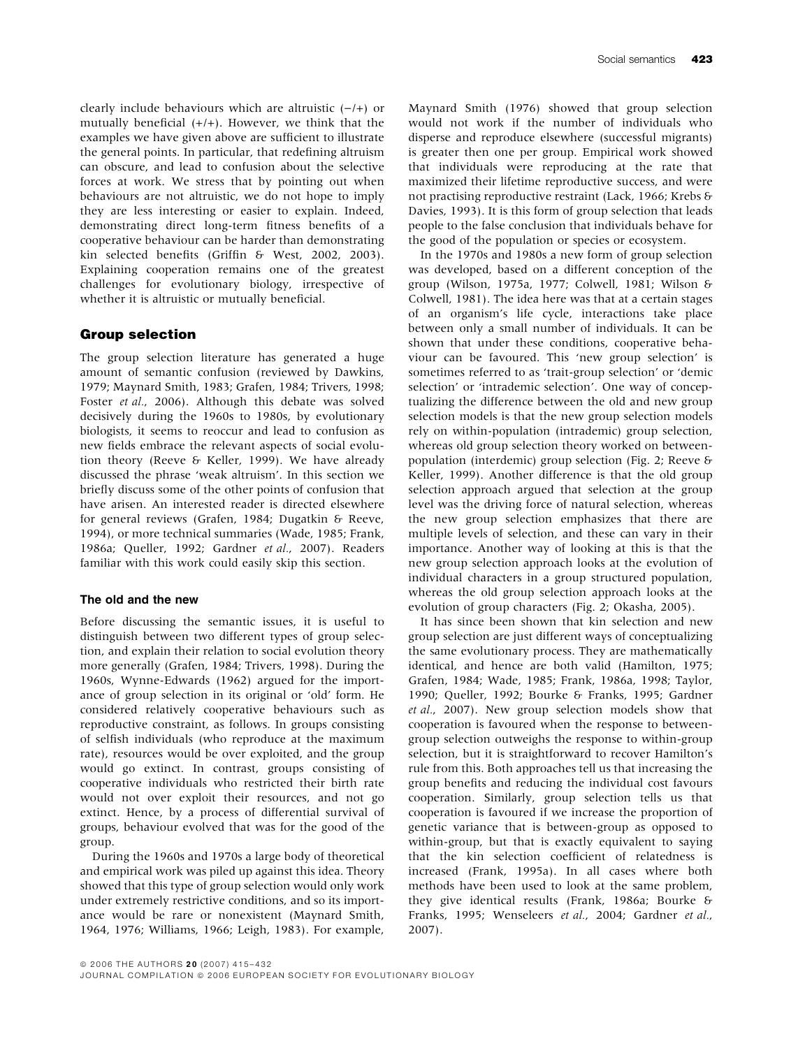clearly include behaviours which are altruistic (−/+) or mutually beneficial (+/+). However, we think that the examples we have given above are sufficient to illustrate the general points. In particular, that redefining altruism can obscure, and lead to confusion about the selective forces at work. We stress that by pointing out when behaviours are not altruistic, we do not hope to imply they are less interesting or easier to explain. Indeed, demonstrating direct long-term fitness benefits of a cooperative behaviour can be harder than demonstrating kin selected benefits (Griffin & West, 2002, 2003). Explaining cooperation remains one of the greatest challenges for evolutionary biology, irrespective of whether it is altruistic or mutually beneficial.

## Group selection

The group selection literature has generated a huge amount of semantic confusion (reviewed by Dawkins, 1979; Maynard Smith, 1983; Grafen, 1984; Trivers, 1998; Foster *et al.*, 2006). Although this debate was solved decisively during the 1960s to 1980s, by evolutionary biologists, it seems to reoccur and lead to confusion as new fields embrace the relevant aspects of social evolution theory (Reeve & Keller, 1999). We have already discussed the phrase 'weak altruism'. In this section we briefly discuss some of the other points of confusion that have arisen. An interested reader is directed elsewhere for general reviews (Grafen, 1984; Dugatkin & Reeve, 1994), or more technical summaries (Wade, 1985; Frank, 1986a; Queller, 1992; Gardner *et al.*, 2007). Readers familiar with this work could easily skip this section.

### The old and the new

Before discussing the semantic issues, it is useful to distinguish between two different types of group selection, and explain their relation to social evolution theory more generally (Grafen, 1984; Trivers, 1998). During the 1960s, Wynne-Edwards (1962) argued for the importance of group selection in its original or 'old' form. He considered relatively cooperative behaviours such as reproductive constraint, as follows. In groups consisting of selfish individuals (who reproduce at the maximum rate), resources would be over exploited, and the group would go extinct. In contrast, groups consisting of cooperative individuals who restricted their birth rate would not over exploit their resources, and not go extinct. Hence, by a process of differential survival of groups, behaviour evolved that was for the good of the group.

During the 1960s and 1970s a large body of theoretical and empirical work was piled up against this idea. Theory showed that this type of group selection would only work under extremely restrictive conditions, and so its importance would be rare or nonexistent (Maynard Smith, 1964, 1976; Williams, 1966; Leigh, 1983). For example, Maynard Smith (1976) showed that group selection would not work if the number of individuals who disperse and reproduce elsewhere (successful migrants) is greater then one per group. Empirical work showed that individuals were reproducing at the rate that maximized their lifetime reproductive success, and were not practising reproductive restraint (Lack, 1966; Krebs & Davies, 1993). It is this form of group selection that leads people to the false conclusion that individuals behave for the good of the population or species or ecosystem.

In the 1970s and 1980s a new form of group selection was developed, based on a different conception of the group (Wilson, 1975a, 1977; Colwell, 1981; Wilson & Colwell, 1981). The idea here was that at a certain stages of an organism's life cycle, interactions take place between only a small number of individuals. It can be shown that under these conditions, cooperative behaviour can be favoured. This 'new group selection' is sometimes referred to as 'trait-group selection' or 'demic selection' or 'intrademic selection'. One way of conceptualizing the difference between the old and new group selection models is that the new group selection models rely on within-population (intrademic) group selection, whereas old group selection theory worked on between-population (interdemic) group selection (Fig. 2; Reeve & Keller, 1999). Another difference is that the old group selection approach argued that selection at the group level was the driving force of natural selection, whereas the new group selection emphasizes that there are multiple levels of selection, and these can vary in their importance. Another way of looking at this is that the new group selection approach looks at the evolution of individual characters in a group structured population, whereas the old group selection approach looks at the evolution of group characters (Fig. 2; Okasha, 2005).

It has since been shown that kin selection and new group selection are just different ways of conceptualizing the same evolutionary process. They are mathematically identical, and hence are both valid (Hamilton, 1975; Grafen, 1984; Wade, 1985; Frank, 1986a, 1998; Taylor, 1990; Queller, 1992; Bourke & Franks, 1995; Gardner *et al.*, 2007). New group selection models show that cooperation is favoured when the response to between-group selection outweighs the response to within-group selection, but it is straightforward to recover Hamilton's rule from this. Both approaches tell us that increasing the group benefits and reducing the individual cost favours cooperation. Similarly, group selection tells us that cooperation is favoured if we increase the proportion of genetic variance that is between-group as opposed to within-group, but that is exactly equivalent to saying that the kin selection coefficient of relatedness is increased (Frank, 1995a). In all cases where both methods have been used to look at the same problem, they give identical results (Frank, 1986a; Bourke & Franks, 1995; Wenseleers *et al.*, 2004; Gardner *et al.*, 2007).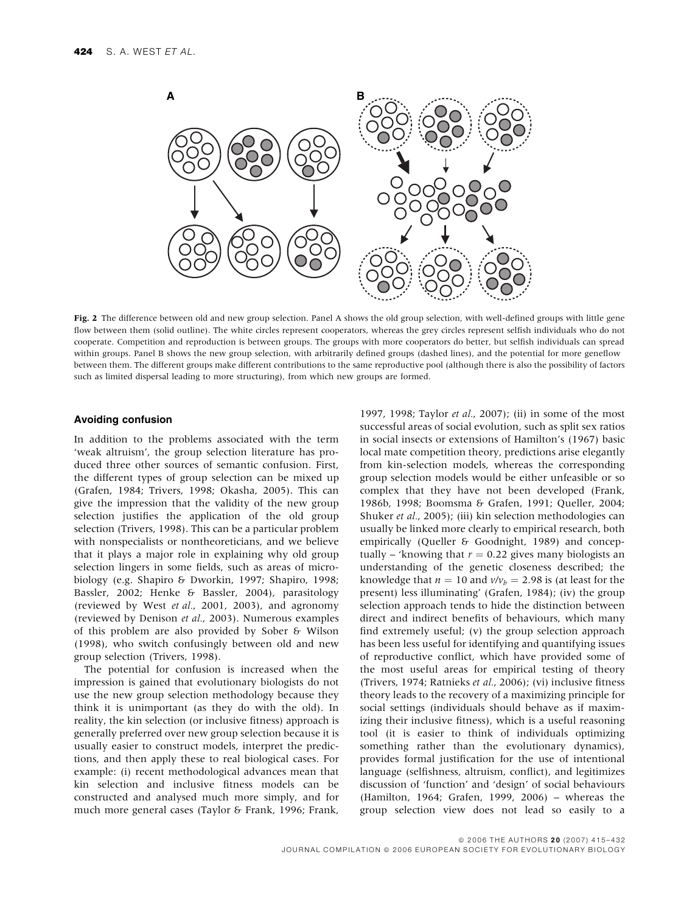**Fig. 2** The difference between old and new group selection. Panel A shows the old group selection, with well-defined groups with little gene flow between them (solid outline). The white circles represent cooperators, whereas the grey circles represent selfish individuals who do not cooperate. Competition and reproduction is between groups. The groups with more cooperators do better, but selfish individuals can spread within groups. Panel B shows the new group selection, with arbitrarily defined groups (dashed lines), and the potential for more geneflow between them. The different groups make different contributions to the same reproductive pool (although there is also the possibility of factors such as limited dispersal leading to more structuring), from which new groups are formed.

### Avoiding confusion

In addition to the problems associated with the term 'weak altruism', the group selection literature has produced three other sources of semantic confusion. First, the different types of group selection can be mixed up (Grafen, 1984; Trivers, 1998; Okasha, 2005). This can give the impression that the validity of the new group selection justifies the application of the old group selection (Trivers, 1998). This can be a particular problem with nonspecialists or nontheoreticians, and we believe that it plays a major role in explaining why old group selection lingers in some fields, such as areas of microbiology (e.g. Shapiro & Dworkin, 1997; Shapiro, 1998; Bassler, 2002; Henke & Bassler, 2004), parasitology (reviewed by West *et al.*, 2001, 2003), and agronomy (reviewed by Denison *et al.*, 2003). Numerous examples of this problem are also provided by Sober & Wilson (1998), who switch confusingly between old and new group selection (Trivers, 1998).

The potential for confusion is increased when the impression is gained that evolutionary biologists do not use the new group selection methodology because they think it is unimportant (as they do with the old). In reality, the kin selection (or inclusive fitness) approach is generally preferred over new group selection because it is usually easier to construct models, interpret the predictions, and then apply these to real biological cases. For example: (i) recent methodological advances mean that kin selection and inclusive fitness models can be constructed and analysed much more simply, and for much more general cases (Taylor & Frank, 1996; Frank, 1997, 1998; Taylor *et al.*, 2007); (ii) in some of the most successful areas of social evolution, such as split sex ratios in social insects or extensions of Hamilton's (1967) basic local mate competition theory, predictions arise elegantly from kin-selection models, whereas the corresponding group selection models would be either unfeasible or so complex that they have not been developed (Frank, 1986b, 1998; Boomsma & Grafen, 1991; Queller, 2004; Shuker *et al.*, 2005); (iii) kin selection methodologies can usually be linked more clearly to empirical research, both empirically (Queller & Goodnight, 1989) and conceptually – 'knowing that $r = 0.22$ gives many biologists an understanding of the genetic closeness described; the knowledge that $n = 10$ and $v/v_b = 2.98$ is (at least for the present) less illuminating' (Grafen, 1984); (iv) the group selection approach tends to hide the distinction between direct and indirect benefits of behaviours, which many find extremely useful; (v) the group selection approach has been less useful for identifying and quantifying issues of reproductive conflict, which have provided some of the most useful areas for empirical testing of theory (Trivers, 1974; Ratnieks *et al.*, 2006); (vi) inclusive fitness theory leads to the recovery of a maximizing principle for social settings (individuals should behave as if maximizing their inclusive fitness), which is a useful reasoning tool (it is easier to think of individuals optimizing something rather than the evolutionary dynamics), provides formal justification for the use of intentional language (selfishness, altruism, conflict), and legitimizes discussion of 'function' and 'design' of social behaviours (Hamilton, 1964; Grafen, 1999, 2006) – whereas the group selection view does not lead so easily to a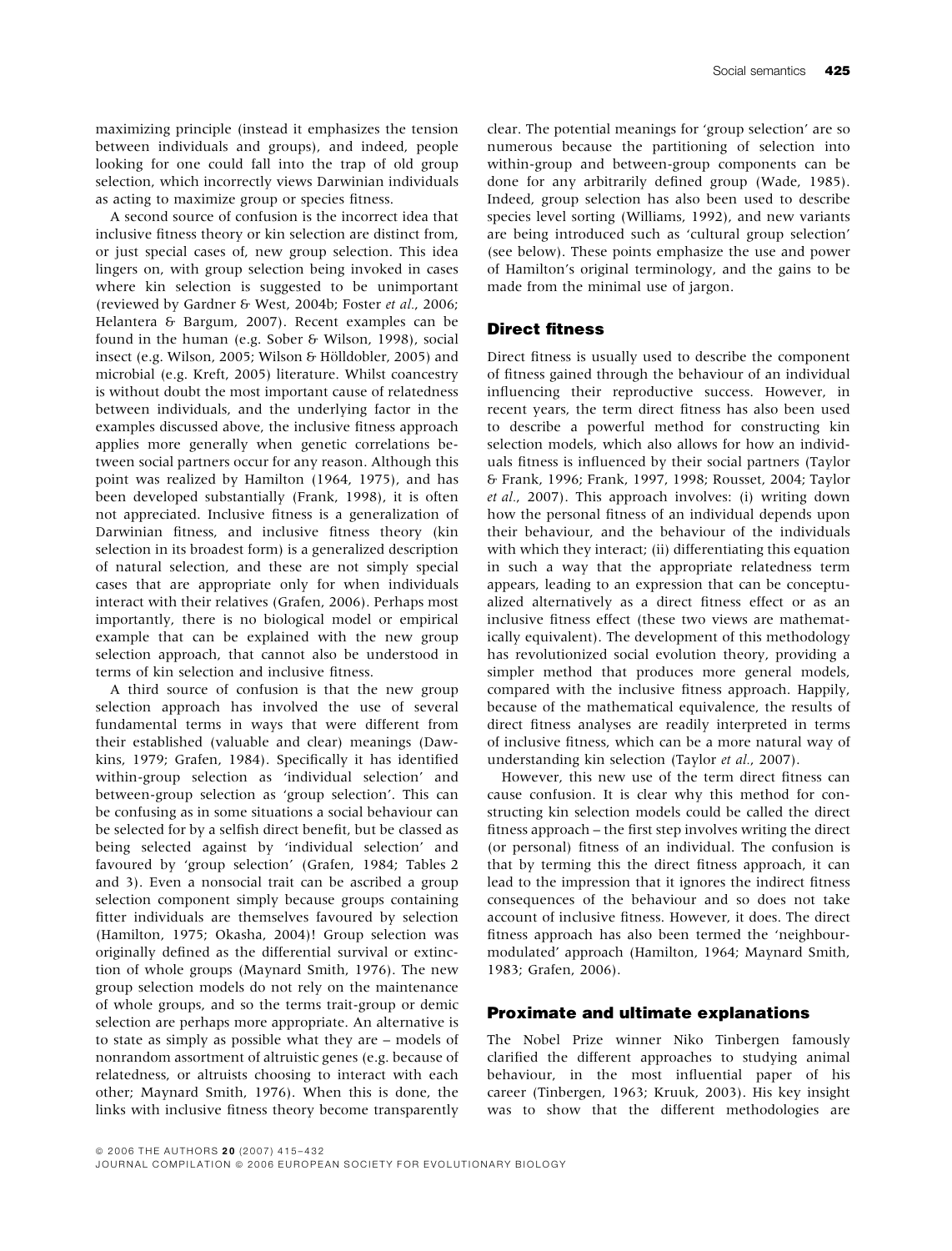maximizing principle (instead it emphasizes the tension between individuals and groups), and indeed, people looking for one could fall into the trap of old group selection, which incorrectly views Darwinian individuals as acting to maximize group or species fitness.

A second source of confusion is the incorrect idea that inclusive fitness theory or kin selection are distinct from, or just special cases of, new group selection. This idea lingers on, with group selection being invoked in cases where kin selection is suggested to be unimportant (reviewed by Gardner & West, 2004b; Foster *et al.*, 2006; Helantera & Bargum, 2007). Recent examples can be found in the human (e.g. Sober & Wilson, 1998), social insect (e.g. Wilson, 2005; Wilson & Hölldobler, 2005) and microbial (e.g. Kreft, 2005) literature. Whilst coancestry is without doubt the most important cause of relatedness between individuals, and the underlying factor in the examples discussed above, the inclusive fitness approach applies more generally when genetic correlations between social partners occur for any reason. Although this point was realized by Hamilton (1964, 1975), and has been developed substantially (Frank, 1998), it is often not appreciated. Inclusive fitness is a generalization of Darwinian fitness, and inclusive fitness theory (kin selection in its broadest form) is a generalized description of natural selection, and these are not simply special cases that are appropriate only for when individuals interact with their relatives (Grafen, 2006). Perhaps most importantly, there is no biological model or empirical example that can be explained with the new group selection approach, that cannot also be understood in terms of kin selection and inclusive fitness.

A third source of confusion is that the new group selection approach has involved the use of several fundamental terms in ways that were different from their established (valuable and clear) meanings (Dawkins, 1979; Grafen, 1984). Specifically it has identified within-group selection as 'individual selection' and between-group selection as 'group selection'. This can be confusing as in some situations a social behaviour can be selected for by a selfish direct benefit, but be classed as being selected against by 'individual selection' and favoured by 'group selection' (Grafen, 1984; Tables 2 and 3). Even a nonsocial trait can be ascribed a group selection component simply because groups containing fitter individuals are themselves favoured by selection (Hamilton, 1975; Okasha, 2004)! Group selection was originally defined as the differential survival or extinction of whole groups (Maynard Smith, 1976). The new group selection models do not rely on the maintenance of whole groups, and so the terms trait-group or demic selection are perhaps more appropriate. An alternative is to state as simply as possible what they are – models of nonrandom assortment of altruistic genes (e.g. because of relatedness, or altruists choosing to interact with each other; Maynard Smith, 1976). When this is done, the links with inclusive fitness theory become transparently clear. The potential meanings for 'group selection' are so numerous because the partitioning of selection into within-group and between-group components can be done for any arbitrarily defined group (Wade, 1985). Indeed, group selection has also been used to describe species level sorting (Williams, 1992), and new variants are being introduced such as 'cultural group selection' (see below). These points emphasize the use and power of Hamilton's original terminology, and the gains to be made from the minimal use of jargon.

## Direct fitness

Direct fitness is usually used to describe the component of fitness gained through the behaviour of an individual influencing their reproductive success. However, in recent years, the term direct fitness has also been used to describe a powerful method for constructing kin selection models, which also allows for how an individuals fitness is influenced by their social partners (Taylor & Frank, 1996; Frank, 1997, 1998; Rousset, 2004; Taylor *et al.*, 2007). This approach involves: (i) writing down how the personal fitness of an individual depends upon their behaviour, and the behaviour of the individuals with which they interact; (ii) differentiating this equation in such a way that the appropriate relatedness term appears, leading to an expression that can be conceptualized alternatively as a direct fitness effect or as an inclusive fitness effect (these two views are mathematically equivalent). The development of this methodology has revolutionized social evolution theory, providing a simpler method that produces more general models, compared with the inclusive fitness approach. Happily, because of the mathematical equivalence, the results of direct fitness analyses are readily interpreted in terms of inclusive fitness, which can be a more natural way of understanding kin selection (Taylor *et al.*, 2007).

However, this new use of the term direct fitness can cause confusion. It is clear why this method for constructing kin selection models could be called the direct fitness approach – the first step involves writing the direct (or personal) fitness of an individual. The confusion is that by terming this the direct fitness approach, it can lead to the impression that it ignores the indirect fitness consequences of the behaviour and so does not take account of inclusive fitness. However, it does. The direct fitness approach has also been termed the 'neighbour-modulated' approach (Hamilton, 1964; Maynard Smith, 1983; Grafen, 2006).

## Proximate and ultimate explanations

The Nobel Prize winner Niko Tinbergen famously clarified the different approaches to studying animal behaviour, in the most influential paper of his career (Tinbergen, 1963; Kruuk, 2003). His key insight was to show that the different methodologies are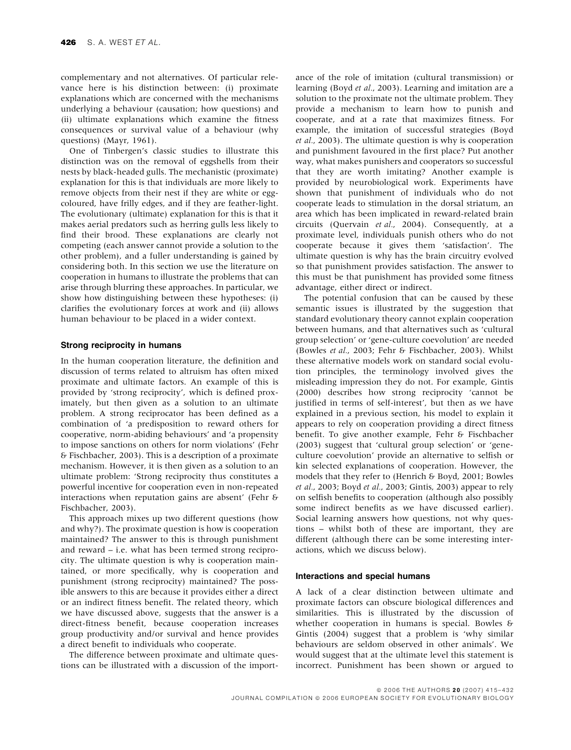complementary and not alternatives. Of particular relevance here is his distinction between: (i) proximate explanations which are concerned with the mechanisms underlying a behaviour (causation; how questions) and (ii) ultimate explanations which examine the fitness consequences or survival value of a behaviour (why questions) (Mayr, 1961).

One of Tinbergen's classic studies to illustrate this distinction was on the removal of eggshells from their nests by black-headed gulls. The mechanistic (proximate) explanation for this is that individuals are more likely to remove objects from their nest if they are white or egg-coloured, have frilly edges, and if they are feather-light. The evolutionary (ultimate) explanation for this is that it makes aerial predators such as herring gulls less likely to find their brood. These explanations are clearly not competing (each answer cannot provide a solution to the other problem), and a fuller understanding is gained by considering both. In this section we use the literature on cooperation in humans to illustrate the problems that can arise through blurring these approaches. In particular, we show how distinguishing between these hypotheses: (i) clarifies the evolutionary forces at work and (ii) allows human behaviour to be placed in a wider context.

### Strong reciprocity in humans

In the human cooperation literature, the definition and discussion of terms related to altruism has often mixed proximate and ultimate factors. An example of this is provided by 'strong reciprocity', which is defined proximately, but then given as a solution to an ultimate problem. A strong reciprocator has been defined as a combination of 'a predisposition to reward others for cooperative, norm-abiding behaviours' and 'a propensity to impose sanctions on others for norm violations' (Fehr & Fischbacher, 2003). This is a description of a proximate mechanism. However, it is then given as a solution to an ultimate problem: 'Strong reciprocity thus constitutes a powerful incentive for cooperation even in non-repeated interactions when reputation gains are absent' (Fehr & Fischbacher, 2003).

This approach mixes up two different questions (how and why?). The proximate question is how is cooperation maintained? The answer to this is through punishment and reward – i.e. what has been termed strong reciprocity. The ultimate question is why is cooperation maintained, or more specifically, why is cooperation and punishment (strong reciprocity) maintained? The possible answers to this are because it provides either a direct or an indirect fitness benefit. The related theory, which we have discussed above, suggests that the answer is a direct-fitness benefit, because cooperation increases group productivity and/or survival and hence provides a direct benefit to individuals who cooperate.

The difference between proximate and ultimate questions can be illustrated with a discussion of the importance of the role of imitation (cultural transmission) or learning (Boyd *et al.*, 2003). Learning and imitation are a solution to the proximate not the ultimate problem. They provide a mechanism to learn how to punish and cooperate, and at a rate that maximizes fitness. For example, the imitation of successful strategies (Boyd *et al.*, 2003). The ultimate question is why is cooperation and punishment favoured in the first place? Put another way, what makes punishers and cooperators so successful that they are worth imitating? Another example is provided by neurobiological work. Experiments have shown that punishment of individuals who do not cooperate leads to stimulation in the dorsal striatum, an area which has been implicated in reward-related brain circuits (Quervain *et al.*, 2004). Consequently, at a proximate level, individuals punish others who do not cooperate because it gives them 'satisfaction'. The ultimate question is why has the brain circuitry evolved so that punishment provides satisfaction. The answer to this must be that punishment has provided some fitness advantage, either direct or indirect.

The potential confusion that can be caused by these semantic issues is illustrated by the suggestion that standard evolutionary theory cannot explain cooperation between humans, and that alternatives such as 'cultural group selection' or 'gene-culture coevolution' are needed (Bowles *et al.*, 2003; Fehr & Fischbacher, 2003). Whilst these alternative models work on standard social evolution principles, the terminology involved gives the misleading impression they do not. For example, Gintis (2000) describes how strong reciprocity 'cannot be justified in terms of self-interest', but then as we have explained in a previous section, his model to explain it appears to rely on cooperation providing a direct fitness benefit. To give another example, Fehr & Fischbacher (2003) suggest that 'cultural group selection' or 'gene-culture coevolution' provide an alternative to selfish or kin selected explanations of cooperation. However, the models that they refer to (Henrich & Boyd, 2001; Bowles *et al.*, 2003; Boyd *et al.*, 2003; Gintis, 2003) appear to rely on selfish benefits to cooperation (although also possibly some indirect benefits as we have discussed earlier). Social learning answers how questions, not why questions – whilst both of these are important, they are different (although there can be some interesting interactions, which we discuss below).

### Interactions and special humans

A lack of a clear distinction between ultimate and proximate factors can obscure biological differences and similarities. This is illustrated by the discussion of whether cooperation in humans is special. Bowles & Gintis (2004) suggest that a problem is 'why similar behaviours are seldom observed in other animals'. We would suggest that at the ultimate level this statement is incorrect. Punishment has been shown or argued to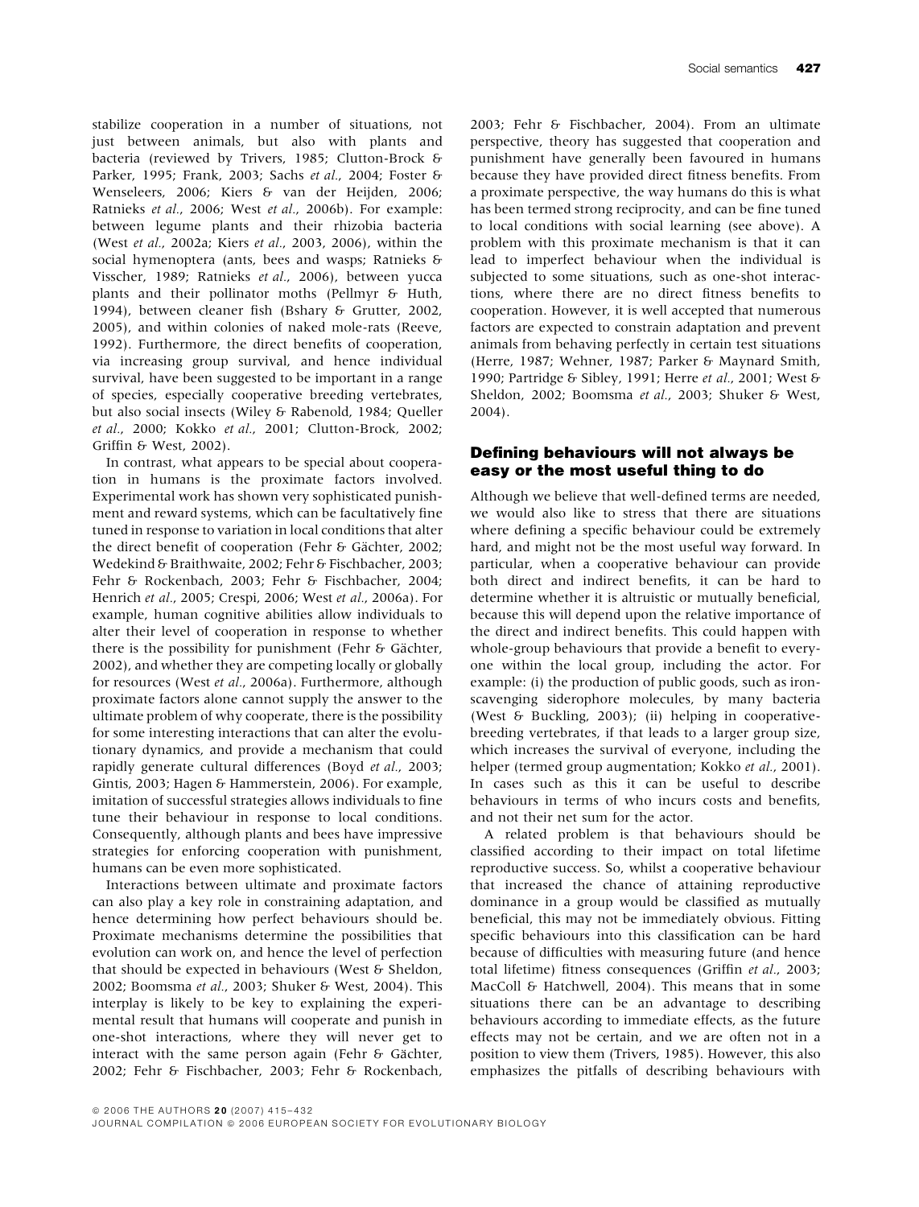stabilize cooperation in a number of situations, not just between animals, but also with plants and bacteria (reviewed by Trivers, 1985; Clutton-Brock & Parker, 1995; Frank, 2003; Sachs *et al.*, 2004; Foster & Wenseleers, 2006; Kiers & van der Heijden, 2006; Ratnieks *et al.*, 2006; West *et al.*, 2006b). For example: between legume plants and their rhizobia bacteria (West *et al.*, 2002a; Kiers *et al.*, 2003, 2006), within the social hymenoptera (ants, bees and wasps; Ratnieks & Visscher, 1989; Ratnieks *et al.*, 2006), between yucca plants and their pollinator moths (Pellmyr & Huth, 1994), between cleaner fish (Bshary & Grutter, 2002, 2005), and within colonies of naked mole-rats (Reeve, 1992). Furthermore, the direct benefits of cooperation, via increasing group survival, and hence individual survival, have been suggested to be important in a range of species, especially cooperative breeding vertebrates, but also social insects (Wiley & Rabenold, 1984; Queller *et al.*, 2000; Kokko *et al.*, 2001; Clutton-Brock, 2002; Griffin & West, 2002).

In contrast, what appears to be special about cooperation in humans is the proximate factors involved. Experimental work has shown very sophisticated punishment and reward systems, which can be facultatively fine tuned in response to variation in local conditions that alter the direct benefit of cooperation (Fehr & Gächter, 2002; Wedekind & Braithwaite, 2002; Fehr & Fischbacher, 2003; Fehr & Rockenbach, 2003; Fehr & Fischbacher, 2004; Henrich *et al.*, 2005; Crespi, 2006; West *et al.*, 2006a). For example, human cognitive abilities allow individuals to alter their level of cooperation in response to whether there is the possibility for punishment (Fehr & Gächter, 2002), and whether they are competing locally or globally for resources (West *et al.*, 2006a). Furthermore, although proximate factors alone cannot supply the answer to the ultimate problem of why cooperate, there is the possibility for some interesting interactions that can alter the evolutionary dynamics, and provide a mechanism that could rapidly generate cultural differences (Boyd *et al.*, 2003; Gintis, 2003; Hagen & Hammerstein, 2006). For example, imitation of successful strategies allows individuals to fine tune their behaviour in response to local conditions. Consequently, although plants and bees have impressive strategies for enforcing cooperation with punishment, humans can be even more sophisticated.

Interactions between ultimate and proximate factors can also play a key role in constraining adaptation, and hence determining how perfect behaviours should be. Proximate mechanisms determine the possibilities that evolution can work on, and hence the level of perfection that should be expected in behaviours (West & Sheldon, 2002; Boomsma *et al.*, 2003; Shuker & West, 2004). This interplay is likely to be key to explaining the experimental result that humans will cooperate and punish in one-shot interactions, where they will never get to interact with the same person again (Fehr & Gächter, 2002; Fehr & Fischbacher, 2003; Fehr & Rockenbach, 2003; Fehr & Fischbacher, 2004). From an ultimate perspective, theory has suggested that cooperation and punishment have generally been favoured in humans because they have provided direct fitness benefits. From a proximate perspective, the way humans do this is what has been termed strong reciprocity, and can be fine tuned to local conditions with social learning (see above). A problem with this proximate mechanism is that it can lead to imperfect behaviour when the individual is subjected to some situations, such as one-shot interactions, where there are no direct fitness benefits to cooperation. However, it is well accepted that numerous factors are expected to constrain adaptation and prevent animals from behaving perfectly in certain test situations (Herre, 1987; Wehner, 1987; Parker & Maynard Smith, 1990; Partridge & Sibley, 1991; Herre *et al.*, 2001; West & Sheldon, 2002; Boomsma *et al.*, 2003; Shuker & West, 2004).

## Defining behaviours will not always be easy or the most useful thing to do

Although we believe that well-defined terms are needed, we would also like to stress that there are situations where defining a specific behaviour could be extremely hard, and might not be the most useful way forward. In particular, when a cooperative behaviour can provide both direct and indirect benefits, it can be hard to determine whether it is altruistic or mutually beneficial, because this will depend upon the relative importance of the direct and indirect benefits. This could happen with whole-group behaviours that provide a benefit to everyone within the local group, including the actor. For example: (i) the production of public goods, such as iron-scavenging siderophore molecules, by many bacteria (West & Buckling, 2003); (ii) helping in cooperative-breeding vertebrates, if that leads to a larger group size, which increases the survival of everyone, including the helper (termed group augmentation; Kokko *et al.*, 2001). In cases such as this it can be useful to describe behaviours in terms of who incurs costs and benefits, and not their net sum for the actor.

A related problem is that behaviours should be classified according to their impact on total lifetime reproductive success. So, whilst a cooperative behaviour that increased the chance of attaining reproductive dominance in a group would be classified as mutually beneficial, this may not be immediately obvious. Fitting specific behaviours into this classification can be hard because of difficulties with measuring future (and hence total lifetime) fitness consequences (Griffin *et al.*, 2003; MacColl & Hatchwell, 2004). This means that in some situations there can be an advantage to describing behaviours according to immediate effects, as the future effects may not be certain, and we are often not in a position to view them (Trivers, 1985). However, this also emphasizes the pitfalls of describing behaviours with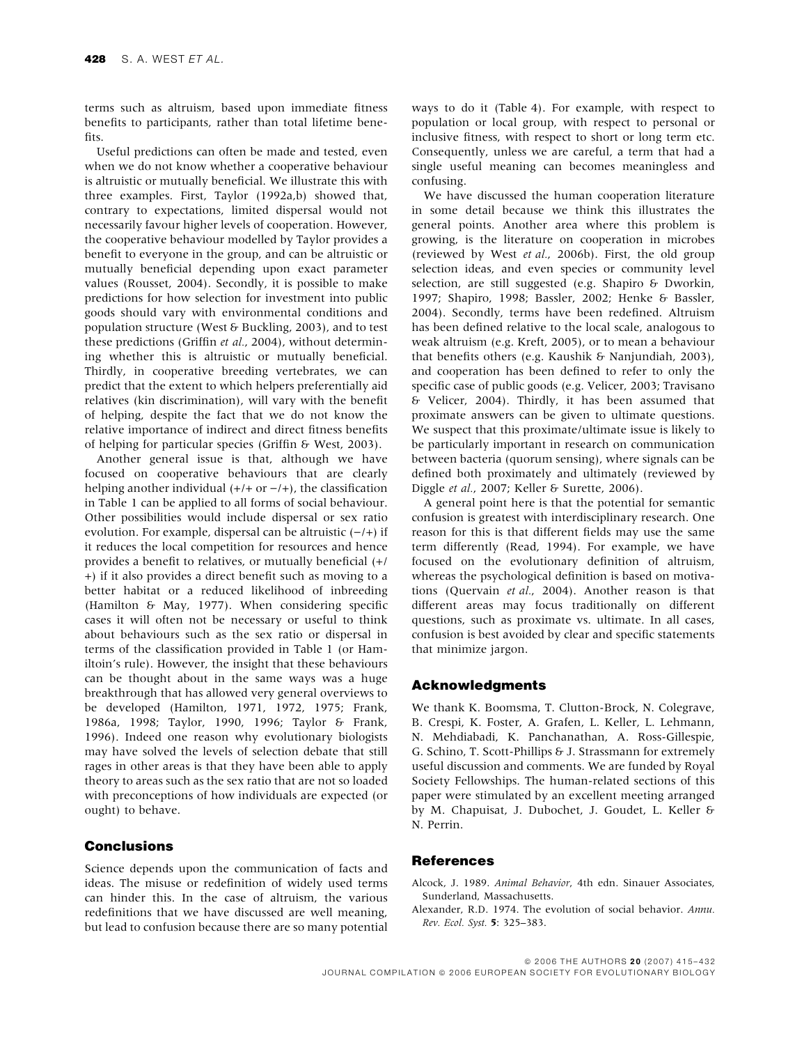terms such as altruism, based upon immediate fitness benefits to participants, rather than total lifetime benefits.

Useful predictions can often be made and tested, even when we do not know whether a cooperative behaviour is altruistic or mutually beneficial. We illustrate this with three examples. First, Taylor (1992a,b) showed that, contrary to expectations, limited dispersal would not necessarily favour higher levels of cooperation. However, the cooperative behaviour modelled by Taylor provides a benefit to everyone in the group, and can be altruistic or mutually beneficial depending upon exact parameter values (Rousset, 2004). Secondly, it is possible to make predictions for how selection for investment into public goods should vary with environmental conditions and population structure (West & Buckling, 2003), and to test these predictions (Griffin *et al.*, 2004), without determining whether this is altruistic or mutually beneficial. Thirdly, in cooperative breeding vertebrates, we can predict that the extent to which helpers preferentially aid relatives (kin discrimination), will vary with the benefit of helping, despite the fact that we do not know the relative importance of indirect and direct fitness benefits of helping for particular species (Griffin & West, 2003).

Another general issue is that, although we have focused on cooperative behaviours that are clearly helping another individual (+/+ or −/+), the classification in Table 1 can be applied to all forms of social behaviour. Other possibilities would include dispersal or sex ratio evolution. For example, dispersal can be altruistic (−/+) if it reduces the local competition for resources and hence provides a benefit to relatives, or mutually beneficial (+/+) if it also provides a direct benefit such as moving to a better habitat or a reduced likelihood of inbreeding (Hamilton & May, 1977). When considering specific cases it will often not be necessary or useful to think about behaviours such as the sex ratio or dispersal in terms of the classification provided in Table 1 (or Hamiltoin's rule). However, the insight that these behaviours can be thought about in the same ways was a huge breakthrough that has allowed very general overviews to be developed (Hamilton, 1971, 1972, 1975; Frank, 1986a, 1998; Taylor, 1990, 1996; Taylor & Frank, 1996). Indeed one reason why evolutionary biologists may have solved the levels of selection debate that still rages in other areas is that they have been able to apply theory to areas such as the sex ratio that are not so loaded with preconceptions of how individuals are expected (or ought) to behave.

## Conclusions

Science depends upon the communication of facts and ideas. The misuse or redefinition of widely used terms can hinder this. In the case of altruism, the various redefinitions that we have discussed are well meaning, but lead to confusion because there are so many potential ways to do it (Table 4). For example, with respect to population or local group, with respect to personal or inclusive fitness, with respect to short or long term etc. Consequently, unless we are careful, a term that had a single useful meaning can becomes meaningless and confusing.

We have discussed the human cooperation literature in some detail because we think this illustrates the general points. Another area where this problem is growing, is the literature on cooperation in microbes (reviewed by West *et al.*, 2006b). First, the old group selection ideas, and even species or community level selection, are still suggested (e.g. Shapiro & Dworkin, 1997; Shapiro, 1998; Bassler, 2002; Henke & Bassler, 2004). Secondly, terms have been redefined. Altruism has been defined relative to the local scale, analogous to weak altruism (e.g. Kreft, 2005), or to mean a behaviour that benefits others (e.g. Kaushik & Nanjundiah, 2003), and cooperation has been defined to refer to only the specific case of public goods (e.g. Velicer, 2003; Travisano & Velicer, 2004). Thirdly, it has been assumed that proximate answers can be given to ultimate questions. We suspect that this proximate/ultimate issue is likely to be particularly important in research on communication between bacteria (quorum sensing), where signals can be defined both proximately and ultimately (reviewed by Diggle *et al.*, 2007; Keller & Surette, 2006).

A general point here is that the potential for semantic confusion is greatest with interdisciplinary research. One reason for this is that different fields may use the same term differently (Read, 1994). For example, we have focused on the evolutionary definition of altruism, whereas the psychological definition is based on motivations (Quervain *et al.*, 2004). Another reason is that different areas may focus traditionally on different questions, such as proximate vs. ultimate. In all cases, confusion is best avoided by clear and specific statements that minimize jargon.

## Acknowledgments

We thank K. Boomsma, T. Clutton-Brock, N. Colegrave, B. Crespi, K. Foster, A. Grafen, L. Keller, L. Lehmann, N. Mehdiabadi, K. Panchanathan, A. Ross-Gillespie, G. Schino, T. Scott-Phillips & J. Strassmann for extremely useful discussion and comments. We are funded by Royal Society Fellowships. The human-related sections of this paper were stimulated by an excellent meeting arranged by M. Chapuisat, J. Dubochet, J. Goudet, L. Keller & N. Perrin.

## References

Alcock, J. 1989. *Animal Behavior*, 4th edn. Sinauer Associates, Sunderland, Massachusetts.

Alexander, R.D. 1974. The evolution of social behavior. *Annu. Rev. Ecol. Syst.* **5**: 325–383.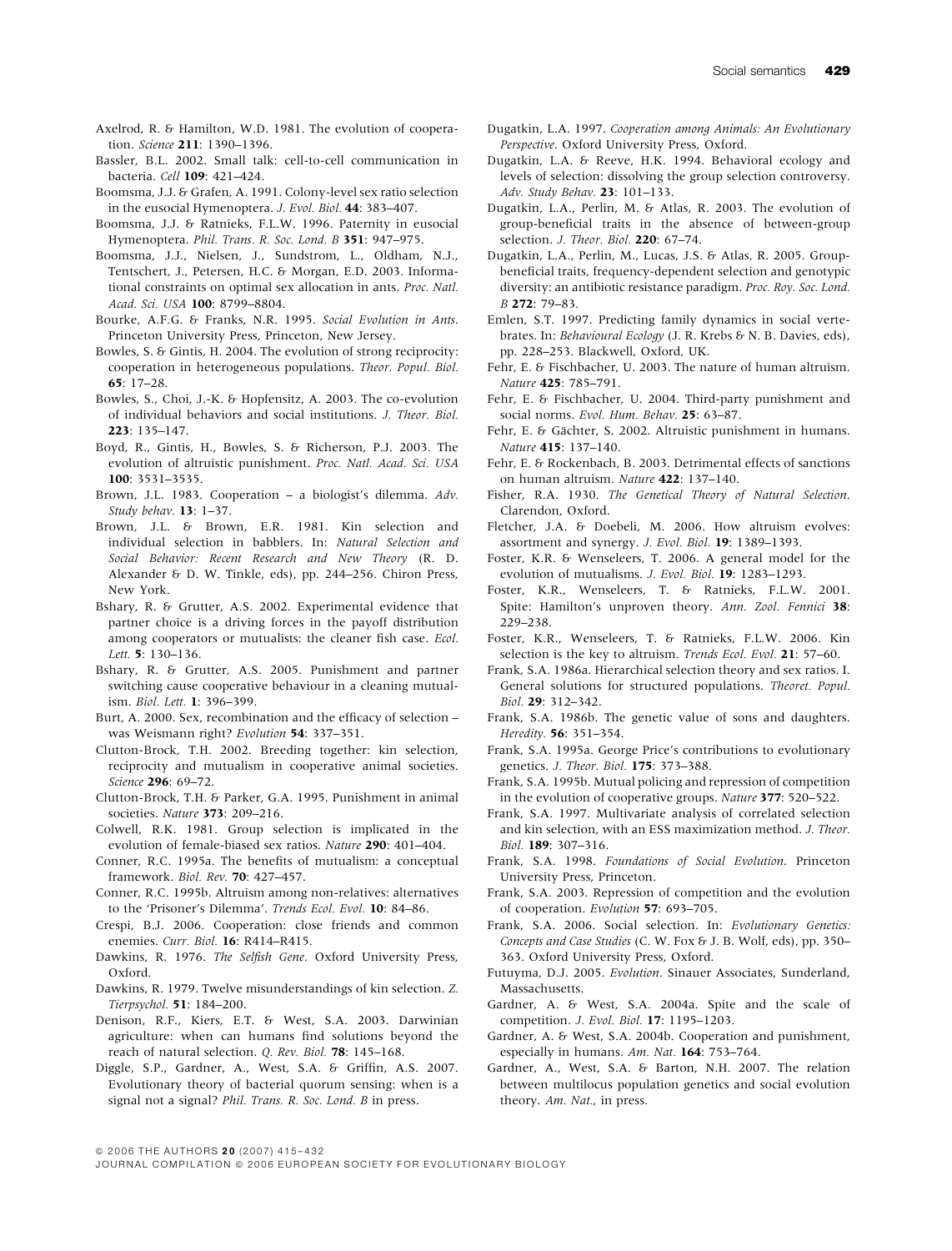Axelrod, R. & Hamilton, W.D. 1981. The evolution of cooperation. *Science* **211**: 1390–1396.

Bassler, B.L. 2002. Small talk: cell-to-cell communication in bacteria. *Cell* **109**: 421–424.

Boomsma, J.J. & Grafen, A. 1991. Colony-level sex ratio selection in the eusocial Hymenoptera. *J. Evol. Biol.* **44**: 383–407.

Boomsma, J.J. & Ratnieks, F.L.W. 1996. Paternity in eusocial Hymenoptera. *Phil. Trans. R. Soc. Lond. B* **351**: 947–975.

Boomsma, J.J., Nielsen, J., Sundstrom, L., Oldham, N.J., Tentschert, J., Petersen, H.C. & Morgan, E.D. 2003. Informational constraints on optimal sex allocation in ants. *Proc. Natl. Acad. Sci. USA* **100**: 8799–8804.

Bourke, A.F.G. & Franks, N.R. 1995. *Social Evolution in Ants*. Princeton University Press, Princeton, New Jersey.

Bowles, S. & Gintis, H. 2004. The evolution of strong reciprocity: cooperation in heterogeneous populations. *Theor. Popul. Biol.* **65**: 17–28.

Bowles, S., Choi, J.-K. & Hopfensitz, A. 2003. The co-evolution of individual behaviors and social institutions. *J. Theor. Biol.* **223**: 135–147.

Boyd, R., Gintis, H., Bowles, S. & Richerson, P.J. 2003. The evolution of altruistic punishment. *Proc. Natl. Acad. Sci. USA* **100**: 3531–3535.

Brown, J.L. 1983. Cooperation – a biologist's dilemma. *Adv. Study behav.* **13**: 1–37.

Brown, J.L. & Brown, E.R. 1981. Kin selection and individual selection in babblers. In: *Natural Selection and Social Behavior: Recent Research and New Theory* (R. D. Alexander & D. W. Tinkle, eds), pp. 244–256. Chiron Press, New York.

Bshary, R. & Grutter, A.S. 2002. Experimental evidence that partner choice is a driving forces in the payoff distribution among cooperators or mutualists: the cleaner fish case. *Ecol. Lett.* **5**: 130–136.

Bshary, R. & Grutter, A.S. 2005. Punishment and partner switching cause cooperative behaviour in a cleaning mutualism. *Biol. Lett.* **1**: 396–399.

Burt, A. 2000. Sex, recombination and the efficacy of selection – was Weismann right? *Evolution* **54**: 337–351.

Clutton-Brock, T.H. 2002. Breeding together: kin selection, reciprocity and mutualism in cooperative animal societies. *Science* **296**: 69–72.

Clutton-Brock, T.H. & Parker, G.A. 1995. Punishment in animal societies. *Nature* **373**: 209–216.

Colwell, R.K. 1981. Group selection is implicated in the evolution of female-biased sex ratios. *Nature* **290**: 401–404.

Conner, R.C. 1995a. The benefits of mutualism: a conceptual framework. *Biol. Rev.* **70**: 427–457.

Conner, R.C. 1995b. Altruism among non-relatives: alternatives to the 'Prisoner's Dilemma'. *Trends Ecol. Evol.* **10**: 84–86.

Crespi, B.J. 2006. Cooperation: close friends and common enemies. *Curr. Biol.* **16**: R414–R415.

Dawkins, R. 1976. *The Selfish Gene*. Oxford University Press, Oxford.

Dawkins, R. 1979. Twelve misunderstandings of kin selection. *Z. Tierpsychol.* **51**: 184–200.

Denison, R.F., Kiers, E.T. & West, S.A. 2003. Darwinian agriculture: when can humans find solutions beyond the reach of natural selection. *Q. Rev. Biol.* **78**: 145–168.

Diggle, S.P., Gardner, A., West, S.A. & Griffin, A.S. 2007. Evolutionary theory of bacterial quorum sensing: when is a signal not a signal? *Phil. Trans. R. Soc. Lond. B* in press.

Dugatkin, L.A. 1997. *Cooperation among Animals: An Evolutionary Perspective*. Oxford University Press, Oxford.

Dugatkin, L.A. & Reeve, H.K. 1994. Behavioral ecology and levels of selection: dissolving the group selection controversy. *Adv. Study Behav.* **23**: 101–133.

Dugatkin, L.A., Perlin, M. & Atlas, R. 2003. The evolution of group-beneficial traits in the absence of between-group selection. *J. Theor. Biol.* **220**: 67–74.

Dugatkin, L.A., Perlin, M., Lucas, J.S. & Atlas, R. 2005. Group-beneficial traits, frequency-dependent selection and genotypic diversity: an antibiotic resistance paradigm. *Proc. Roy. Soc. Lond. B* **272**: 79–83.

Emlen, S.T. 1997. Predicting family dynamics in social vertebrates. In: *Behavioural Ecology* (J. R. Krebs & N. B. Davies, eds), pp. 228–253. Blackwell, Oxford, UK.

Fehr, E. & Fischbacher, U. 2003. The nature of human altruism. *Nature* **425**: 785–791.

Fehr, E. & Fischbacher, U. 2004. Third-party punishment and social norms. *Evol. Hum. Behav.* **25**: 63–87.

Fehr, E. & Gächter, S. 2002. Altruistic punishment in humans. *Nature* **415**: 137–140.

Fehr, E. & Rockenbach, B. 2003. Detrimental effects of sanctions on human altruism. *Nature* **422**: 137–140.

Fisher, R.A. 1930. *The Genetical Theory of Natural Selection*. Clarendon, Oxford.

Fletcher, J.A. & Doebeli, M. 2006. How altruism evolves: assortment and synergy. *J. Evol. Biol.* **19**: 1389–1393.

Foster, K.R. & Wenseleers, T. 2006. A general model for the evolution of mutualisms. *J. Evol. Biol.* **19**: 1283–1293.

Foster, K.R., Wenseleers, T. & Ratnieks, F.L.W. 2001. Spite: Hamilton's unproven theory. *Ann. Zool. Fennici* **38**: 229–238.

Foster, K.R., Wenseleers, T. & Ratnieks, F.L.W. 2006. Kin selection is the key to altruism. *Trends Ecol. Evol.* **21**: 57–60.

Frank, S.A. 1986a. Hierarchical selection theory and sex ratios. I. General solutions for structured populations. *Theoret. Popul. Biol.* **29**: 312–342.

Frank, S.A. 1986b. The genetic value of sons and daughters. *Heredity.* **56**: 351–354.

Frank, S.A. 1995a. George Price's contributions to evolutionary genetics. *J. Theor. Biol.* **175**: 373–388.

Frank, S.A. 1995b. Mutual policing and repression of competition in the evolution of cooperative groups. *Nature* **377**: 520–522.

Frank, S.A. 1997. Multivariate analysis of correlated selection and kin selection, with an ESS maximization method. *J. Theor. Biol.* **189**: 307–316.

Frank, S.A. 1998. *Foundations of Social Evolution*. Princeton University Press, Princeton.

Frank, S.A. 2003. Repression of competition and the evolution of cooperation. *Evolution* **57**: 693–705.

Frank, S.A. 2006. Social selection. In: *Evolutionary Genetics: Concepts and Case Studies* (C. W. Fox & J. B. Wolf, eds), pp. 350–363. Oxford University Press, Oxford.

Futuyma, D.J. 2005. *Evolution*. Sinauer Associates, Sunderland, Massachusetts.

Gardner, A. & West, S.A. 2004a. Spite and the scale of competition. *J. Evol. Biol.* **17**: 1195–1203.

Gardner, A. & West, S.A. 2004b. Cooperation and punishment, especially in humans. *Am. Nat.* **164**: 753–764.

Gardner, A., West, S.A. & Barton, N.H. 2007. The relation between multilocus population genetics and social evolution theory. *Am. Nat.*, in press.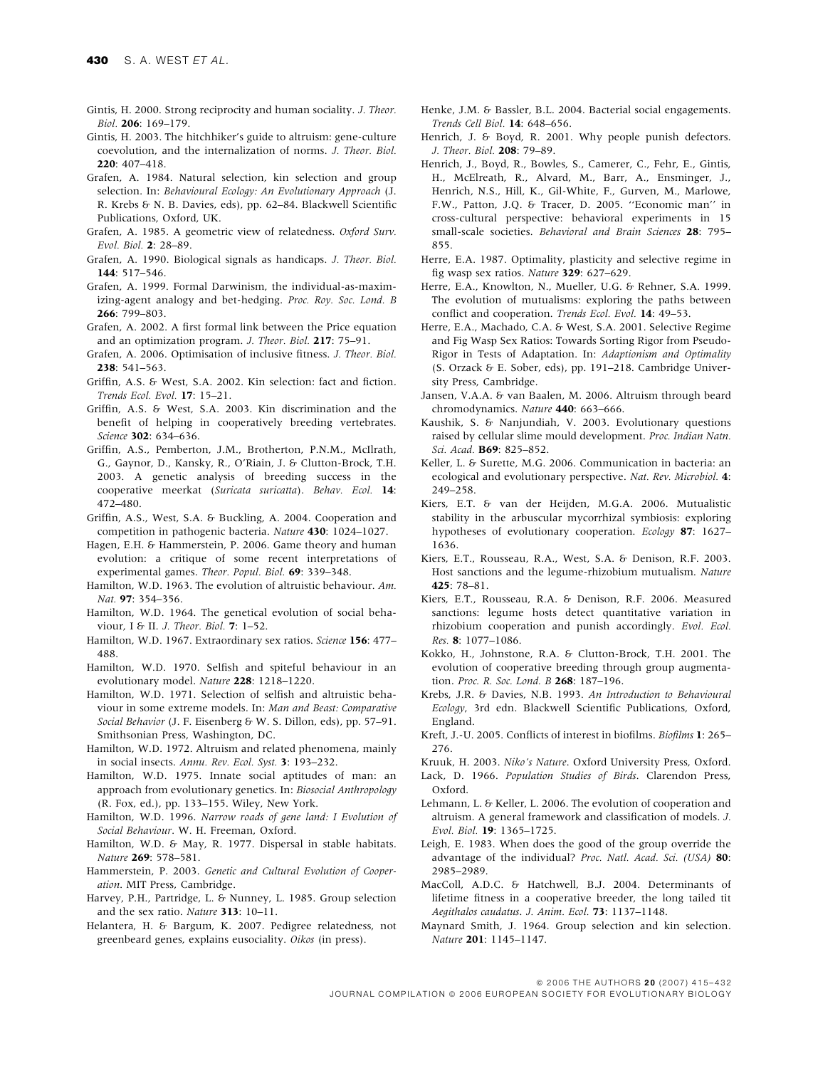Gintis, H. 2000. Strong reciprocity and human sociality. *J. Theor. Biol.* **206**: 169–179.

Gintis, H. 2003. The hitchhiker's guide to altruism: gene-culture coevolution, and the internalization of norms. *J. Theor. Biol.* **220**: 407–418.

Grafen, A. 1984. Natural selection, kin selection and group selection. In: *Behavioural Ecology: An Evolutionary Approach* (J. R. Krebs & N. B. Davies, eds), pp. 62–84. Blackwell Scientific Publications, Oxford, UK.

Grafen, A. 1985. A geometric view of relatedness. *Oxford Surv. Evol. Biol.* **2**: 28–89.

Grafen, A. 1990. Biological signals as handicaps. *J. Theor. Biol.* **144**: 517–546.

Grafen, A. 1999. Formal Darwinism, the individual-as-maximizing-agent analogy and bet-hedging. *Proc. Roy. Soc. Lond. B* **266**: 799–803.

Grafen, A. 2002. A first formal link between the Price equation and an optimization program. *J. Theor. Biol.* **217**: 75–91.

Grafen, A. 2006. Optimisation of inclusive fitness. *J. Theor. Biol.* **238**: 541–563.

Griffin, A.S. & West, S.A. 2002. Kin selection: fact and fiction. *Trends Ecol. Evol.* **17**: 15–21.

Griffin, A.S. & West, S.A. 2003. Kin discrimination and the benefit of helping in cooperatively breeding vertebrates. *Science* **302**: 634–636.

Griffin, A.S., Pemberton, J.M., Brotherton, P.N.M., McIlrath, G., Gaynor, D., Kansky, R., O'Riain, J. & Clutton-Brock, T.H. 2003. A genetic analysis of breeding success in the cooperative meerkat (*Suricata suricatta*). *Behav. Ecol.* **14**: 472–480.

Griffin, A.S., West, S.A. & Buckling, A. 2004. Cooperation and competition in pathogenic bacteria. *Nature* **430**: 1024–1027.

Hagen, E.H. & Hammerstein, P. 2006. Game theory and human evolution: a critique of some recent interpretations of experimental games. *Theor. Popul. Biol.* **69**: 339–348.

Hamilton, W.D. 1963. The evolution of altruistic behaviour. *Am. Nat.* **97**: 354–356.

Hamilton, W.D. 1964. The genetical evolution of social behaviour, I & II. *J. Theor. Biol.* **7**: 1–52.

Hamilton, W.D. 1967. Extraordinary sex ratios. *Science* **156**: 477–488.

Hamilton, W.D. 1970. Selfish and spiteful behaviour in an evolutionary model. *Nature* **228**: 1218–1220.

Hamilton, W.D. 1971. Selection of selfish and altruistic behaviour in some extreme models. In: *Man and Beast: Comparative Social Behavior* (J. F. Eisenberg & W. S. Dillon, eds), pp. 57–91. Smithsonian Press, Washington, DC.

Hamilton, W.D. 1972. Altruism and related phenomena, mainly in social insects. *Annu. Rev. Ecol. Syst.* **3**: 193–232.

Hamilton, W.D. 1975. Innate social aptitudes of man: an approach from evolutionary genetics. In: *Biosocial Anthropology* (R. Fox, ed.), pp. 133–155. Wiley, New York.

Hamilton, W.D. 1996. *Narrow roads of gene land: I Evolution of Social Behaviour*. W. H. Freeman, Oxford.

Hamilton, W.D. & May, R. 1977. Dispersal in stable habitats. *Nature* **269**: 578–581.

Hammerstein, P. 2003. *Genetic and Cultural Evolution of Cooperation*. MIT Press, Cambridge.

Harvey, P.H., Partridge, L. & Nunney, L. 1985. Group selection and the sex ratio. *Nature* **313**: 10–11.

Helantera, H. & Bargum, K. 2007. Pedigree relatedness, not greenbeard genes, explains eusociality. *Oikos* (in press).

Henke, J.M. & Bassler, B.L. 2004. Bacterial social engagements. *Trends Cell Biol.* **14**: 648–656.

Henrich, J. & Boyd, R. 2001. Why people punish defectors. *J. Theor. Biol.* **208**: 79–89.

Henrich, J., Boyd, R., Bowles, S., Camerer, C., Fehr, E., Gintis, H., McElreath, R., Alvard, M., Barr, A., Ensminger, J., Henrich, N.S., Hill, K., Gil-White, F., Gurven, M., Marlowe, F.W., Patton, J.Q. & Tracer, D. 2005. ''Economic man'' in cross-cultural perspective: behavioral experiments in 15 small-scale societies. *Behavioral and Brain Sciences* **28**: 795–855.

Herre, E.A. 1987. Optimality, plasticity and selective regime in fig wasp sex ratios. *Nature* **329**: 627–629.

Herre, E.A., Knowlton, N., Mueller, U.G. & Rehner, S.A. 1999. The evolution of mutualisms: exploring the paths between conflict and cooperation. *Trends Ecol. Evol.* **14**: 49–53.

Herre, E.A., Machado, C.A. & West, S.A. 2001. Selective Regime and Fig Wasp Sex Ratios: Towards Sorting Rigor from Pseudo-Rigor in Tests of Adaptation. In: *Adaptionism and Optimality* (S. Orzack & E. Sober, eds), pp. 191–218. Cambridge University Press, Cambridge.

Jansen, V.A.A. & van Baalen, M. 2006. Altruism through beard chromodynamics. *Nature* **440**: 663–666.

Kaushik, S. & Nanjundiah, V. 2003. Evolutionary questions raised by cellular slime mould development. *Proc. Indian Natn. Sci. Acad.* **B69**: 825–852.

Keller, L. & Surette, M.G. 2006. Communication in bacteria: an ecological and evolutionary perspective. *Nat. Rev. Microbiol.* **4**: 249–258.

Kiers, E.T. & van der Heijden, M.G.A. 2006. Mutualistic stability in the arbuscular mycorrhizal symbiosis: exploring hypotheses of evolutionary cooperation. *Ecology* **87**: 1627–1636.

Kiers, E.T., Rousseau, R.A., West, S.A. & Denison, R.F. 2003. Host sanctions and the legume-rhizobium mutualism. *Nature* **425**: 78–81.

Kiers, E.T., Rousseau, R.A. & Denison, R.F. 2006. Measured sanctions: legume hosts detect quantitative variation in rhizobium cooperation and punish accordingly. *Evol. Ecol. Res.* **8**: 1077–1086.

Kokko, H., Johnstone, R.A. & Clutton-Brock, T.H. 2001. The evolution of cooperative breeding through group augmentation. *Proc. R. Soc. Lond. B* **268**: 187–196.

Krebs, J.R. & Davies, N.B. 1993. *An Introduction to Behavioural Ecology*, 3rd edn. Blackwell Scientific Publications, Oxford, England.

Kreft, J.-U. 2005. Conflicts of interest in biofilms. *Biofilms* **1**: 265–276.

Kruuk, H. 2003. *Niko's Nature*. Oxford University Press, Oxford.

Lack, D. 1966. *Population Studies of Birds*. Clarendon Press, Oxford.

Lehmann, L. & Keller, L. 2006. The evolution of cooperation and altruism. A general framework and classification of models. *J. Evol. Biol.* **19**: 1365–1725.

Leigh, E. 1983. When does the good of the group override the advantage of the individual? *Proc. Natl. Acad. Sci. (USA)* **80**: 2985–2989.

MacColl, A.D.C. & Hatchwell, B.J. 2004. Determinants of lifetime fitness in a cooperative breeder, the long tailed tit *Aegithalos caudatus*. *J. Anim. Ecol.* **73**: 1137–1148.

Maynard Smith, J. 1964. Group selection and kin selection. *Nature* **201**: 1145–1147.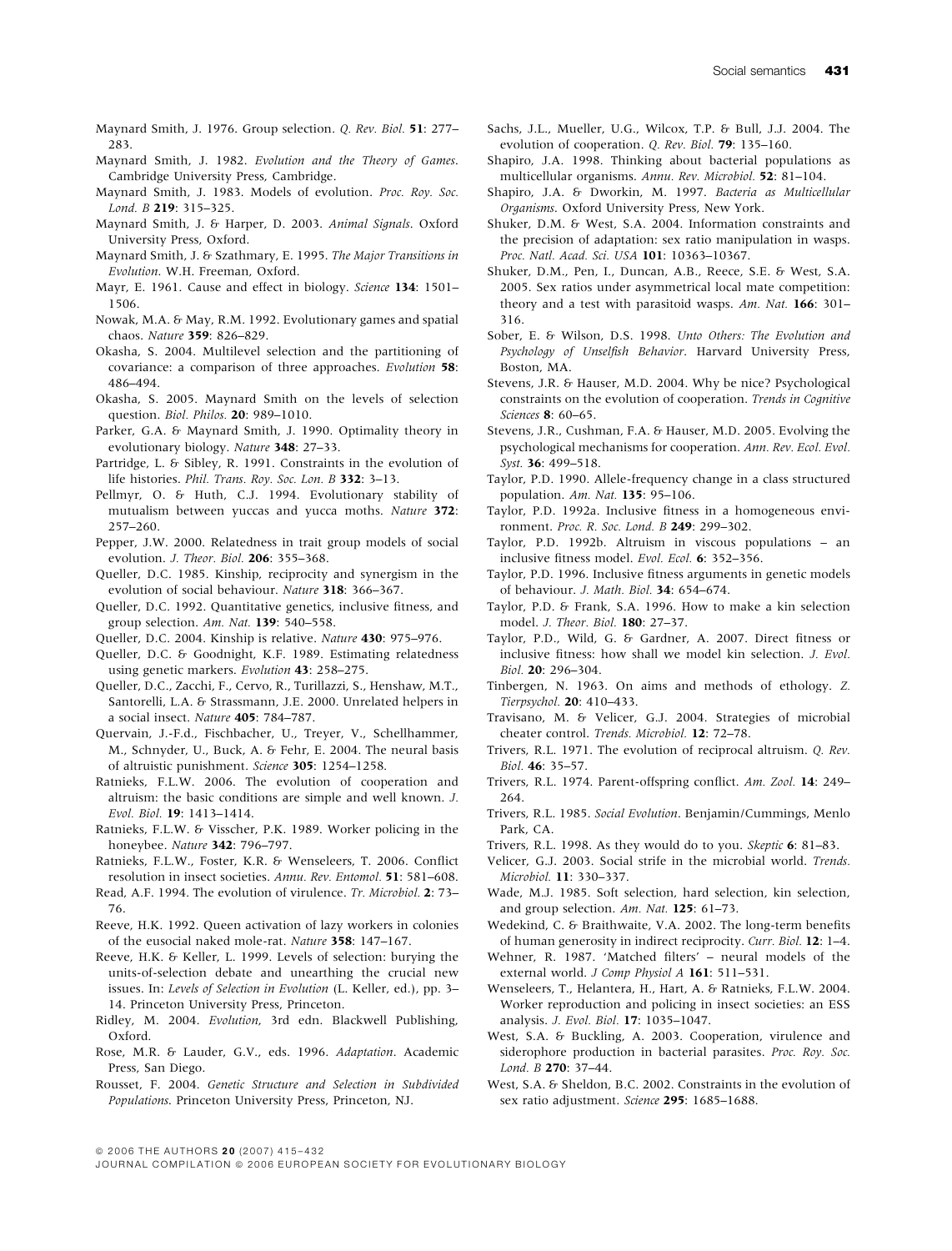Maynard Smith, J. 1976. Group selection. *Q. Rev. Biol.* **51**: 277–283.

Maynard Smith, J. 1982. *Evolution and the Theory of Games*. Cambridge University Press, Cambridge.

Maynard Smith, J. 1983. Models of evolution. *Proc. Roy. Soc. Lond. B* **219**: 315–325.

Maynard Smith, J. & Harper, D. 2003. *Animal Signals*. Oxford University Press, Oxford.

Maynard Smith, J. & Szathmary, E. 1995. *The Major Transitions in Evolution*. W.H. Freeman, Oxford.

Mayr, E. 1961. Cause and effect in biology. *Science* **134**: 1501–1506.

Nowak, M.A. & May, R.M. 1992. Evolutionary games and spatial chaos. *Nature* **359**: 826–829.

Okasha, S. 2004. Multilevel selection and the partitioning of covariance: a comparison of three approaches. *Evolution* **58**: 486–494.

Okasha, S. 2005. Maynard Smith on the levels of selection question. *Biol. Philos.* **20**: 989–1010.

Parker, G.A. & Maynard Smith, J. 1990. Optimality theory in evolutionary biology. *Nature* **348**: 27–33.

Partridge, L. & Sibley, R. 1991. Constraints in the evolution of life histories. *Phil. Trans. Roy. Soc. Lon. B* **332**: 3–13.

Pellmyr, O. & Huth, C.J. 1994. Evolutionary stability of mutualism between yuccas and yucca moths. *Nature* **372**: 257–260.

Pepper, J.W. 2000. Relatedness in trait group models of social evolution. *J. Theor. Biol.* **206**: 355–368.

Queller, D.C. 1985. Kinship, reciprocity and synergism in the evolution of social behaviour. *Nature* **318**: 366–367.

Queller, D.C. 1992. Quantitative genetics, inclusive fitness, and group selection. *Am. Nat.* **139**: 540–558.

Queller, D.C. 2004. Kinship is relative. *Nature* **430**: 975–976.

Queller, D.C. & Goodnight, K.F. 1989. Estimating relatedness using genetic markers. *Evolution* **43**: 258–275.

Queller, D.C., Zacchi, F., Cervo, R., Turillazzi, S., Henshaw, M.T., Santorelli, L.A. & Strassmann, J.E. 2000. Unrelated helpers in a social insect. *Nature* **405**: 784–787.

Quervain, J.-F.d., Fischbacher, U., Treyer, V., Schellhammer, M., Schnyder, U., Buck, A. & Fehr, E. 2004. The neural basis of altruistic punishment. *Science* **305**: 1254–1258.

Ratnieks, F.L.W. 2006. The evolution of cooperation and altruism: the basic conditions are simple and well known. *J. Evol. Biol.* **19**: 1413–1414.

Ratnieks, F.L.W. & Visscher, P.K. 1989. Worker policing in the honeybee. *Nature* **342**: 796–797.

Ratnieks, F.L.W., Foster, K.R. & Wenseleers, T. 2006. Conflict resolution in insect societies. *Annu. Rev. Entomol.* **51**: 581–608.

Read, A.F. 1994. The evolution of virulence. *Tr. Microbiol.* **2**: 73–76.

Reeve, H.K. 1992. Queen activation of lazy workers in colonies of the eusocial naked mole-rat. *Nature* **358**: 147–167.

Reeve, H.K. & Keller, L. 1999. Levels of selection: burying the units-of-selection debate and unearthing the crucial new issues. In: *Levels of Selection in Evolution* (L. Keller, ed.), pp. 3–14. Princeton University Press, Princeton.

Ridley, M. 2004. *Evolution*, 3rd edn. Blackwell Publishing, Oxford.

Rose, M.R. & Lauder, G.V., eds. 1996. *Adaptation*. Academic Press, San Diego.

Rousset, F. 2004. *Genetic Structure and Selection in Subdivided Populations*. Princeton University Press, Princeton, NJ.

Sachs, J.L., Mueller, U.G., Wilcox, T.P. & Bull, J.J. 2004. The evolution of cooperation. *Q. Rev. Biol.* **79**: 135–160.

Shapiro, J.A. 1998. Thinking about bacterial populations as multicellular organisms. *Annu. Rev. Microbiol.* **52**: 81–104.

Shapiro, J.A. & Dworkin, M. 1997. *Bacteria as Multicellular Organisms*. Oxford University Press, New York.

Shuker, D.M. & West, S.A. 2004. Information constraints and the precision of adaptation: sex ratio manipulation in wasps. *Proc. Natl. Acad. Sci. USA* **101**: 10363–10367.

Shuker, D.M., Pen, I., Duncan, A.B., Reece, S.E. & West, S.A. 2005. Sex ratios under asymmetrical local mate competition: theory and a test with parasitoid wasps. *Am. Nat.* **166**: 301–316.

Sober, E. & Wilson, D.S. 1998. *Unto Others: The Evolution and Psychology of Unselfish Behavior*. Harvard University Press, Boston, MA.

Stevens, J.R. & Hauser, M.D. 2004. Why be nice? Psychological constraints on the evolution of cooperation. *Trends in Cognitive Sciences* **8**: 60–65.

Stevens, J.R., Cushman, F.A. & Hauser, M.D. 2005. Evolving the psychological mechanisms for cooperation. *Ann. Rev. Ecol. Evol. Syst.* **36**: 499–518.

Taylor, P.D. 1990. Allele-frequency change in a class structured population. *Am. Nat.* **135**: 95–106.

Taylor, P.D. 1992a. Inclusive fitness in a homogeneous environment. *Proc. R. Soc. Lond. B* **249**: 299–302.

Taylor, P.D. 1992b. Altruism in viscous populations – an inclusive fitness model. *Evol. Ecol.* **6**: 352–356.

Taylor, P.D. 1996. Inclusive fitness arguments in genetic models of behaviour. *J. Math. Biol.* **34**: 654–674.

Taylor, P.D. & Frank, S.A. 1996. How to make a kin selection model. *J. Theor. Biol.* **180**: 27–37.

Taylor, P.D., Wild, G. & Gardner, A. 2007. Direct fitness or inclusive fitness: how shall we model kin selection. *J. Evol. Biol.* **20**: 296–304.

Tinbergen, N. 1963. On aims and methods of ethology. *Z. Tierpsychol.* **20**: 410–433.

Travisano, M. & Velicer, G.J. 2004. Strategies of microbial cheater control. *Trends. Microbiol.* **12**: 72–78.

Trivers, R.L. 1971. The evolution of reciprocal altruism. *Q. Rev. Biol.* **46**: 35–57.

Trivers, R.L. 1974. Parent-offspring conflict. *Am. Zool.* **14**: 249–264.

Trivers, R.L. 1985. *Social Evolution*. Benjamin/Cummings, Menlo Park, CA.

Trivers, R.L. 1998. As they would do to you. *Skeptic* **6**: 81–83.

Velicer, G.J. 2003. Social strife in the microbial world. *Trends. Microbiol.* **11**: 330–337.

Wade, M.J. 1985. Soft selection, hard selection, kin selection, and group selection. *Am. Nat.* **125**: 61–73.

Wedekind, C. & Braithwaite, V.A. 2002. The long-term benefits of human generosity in indirect reciprocity. *Curr. Biol.* **12**: 1–4.

Wehner, R. 1987. 'Matched filters' – neural models of the external world. *J Comp Physiol A* **161**: 511–531.

Wenseleers, T., Helantera, H., Hart, A. & Ratnieks, F.L.W. 2004. Worker reproduction and policing in insect societies: an ESS analysis. *J. Evol. Biol.* **17**: 1035–1047.

West, S.A. & Buckling, A. 2003. Cooperation, virulence and siderophore production in bacterial parasites. *Proc. Roy. Soc. Lond. B* **270**: 37–44.

West, S.A. & Sheldon, B.C. 2002. Constraints in the evolution of sex ratio adjustment. *Science* **295**: 1685–1688.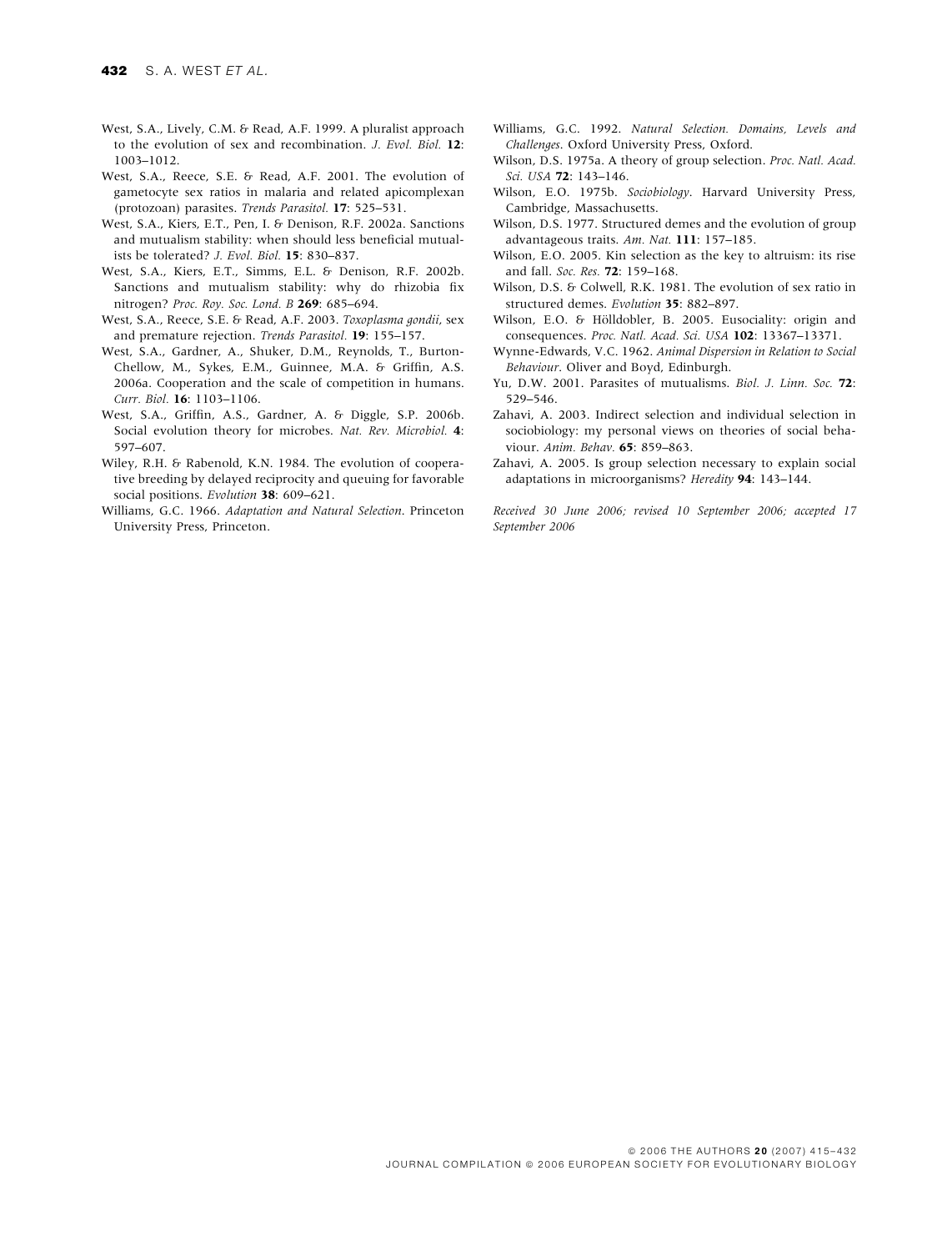West, S.A., Lively, C.M. & Read, A.F. 1999. A pluralist approach to the evolution of sex and recombination. *J. Evol. Biol.* **12**: 1003–1012.

West, S.A., Reece, S.E. & Read, A.F. 2001. The evolution of gametocyte sex ratios in malaria and related apicomplexan (protozoan) parasites. *Trends Parasitol.* **17**: 525–531.

West, S.A., Kiers, E.T., Pen, I. & Denison, R.F. 2002a. Sanctions and mutualism stability: when should less beneficial mutualists be tolerated? *J. Evol. Biol.* **15**: 830–837.

West, S.A., Kiers, E.T., Simms, E.L. & Denison, R.F. 2002b. Sanctions and mutualism stability: why do rhizobia fix nitrogen? *Proc. Roy. Soc. Lond. B* **269**: 685–694.

West, S.A., Reece, S.E. & Read, A.F. 2003. *Toxoplasma gondii*, sex and premature rejection. *Trends Parasitol.* **19**: 155–157.

West, S.A., Gardner, A., Shuker, D.M., Reynolds, T., Burton-Chellow, M., Sykes, E.M., Guinnee, M.A. & Griffin, A.S. 2006a. Cooperation and the scale of competition in humans. *Curr. Biol.* **16**: 1103–1106.

West, S.A., Griffin, A.S., Gardner, A. & Diggle, S.P. 2006b. Social evolution theory for microbes. *Nat. Rev. Microbiol.* **4**: 597–607.

Wiley, R.H. & Rabenold, K.N. 1984. The evolution of cooperative breeding by delayed reciprocity and queuing for favorable social positions. *Evolution* **38**: 609–621.

Williams, G.C. 1966. *Adaptation and Natural Selection*. Princeton University Press, Princeton.

Williams, G.C. 1992. *Natural Selection. Domains, Levels and Challenges*. Oxford University Press, Oxford.

Wilson, D.S. 1975a. A theory of group selection. *Proc. Natl. Acad. Sci. USA* **72**: 143–146.

Wilson, E.O. 1975b. *Sociobiology*. Harvard University Press, Cambridge, Massachusetts.

Wilson, D.S. 1977. Structured demes and the evolution of group advantageous traits. *Am. Nat.* **111**: 157–185.

Wilson, E.O. 2005. Kin selection as the key to altruism: its rise and fall. *Soc. Res.* **72**: 159–168.

Wilson, D.S. & Colwell, R.K. 1981. The evolution of sex ratio in structured demes. *Evolution* **35**: 882–897.

Wilson, E.O. & Hölldobler, B. 2005. Eusociality: origin and consequences. *Proc. Natl. Acad. Sci. USA* **102**: 13367–13371.

Wynne-Edwards, V.C. 1962. *Animal Dispersion in Relation to Social Behaviour*. Oliver and Boyd, Edinburgh.

Yu, D.W. 2001. Parasites of mutualisms. *Biol. J. Linn. Soc.* **72**: 529–546.

Zahavi, A. 2003. Indirect selection and individual selection in sociobiology: my personal views on theories of social behaviour. *Anim. Behav.* **65**: 859–863.

Zahavi, A. 2005. Is group selection necessary to explain social adaptations in microorganisms? *Heredity* **94**: 143–144.

*Received 30 June 2006; revised 10 September 2006; accepted 17 September 2006*